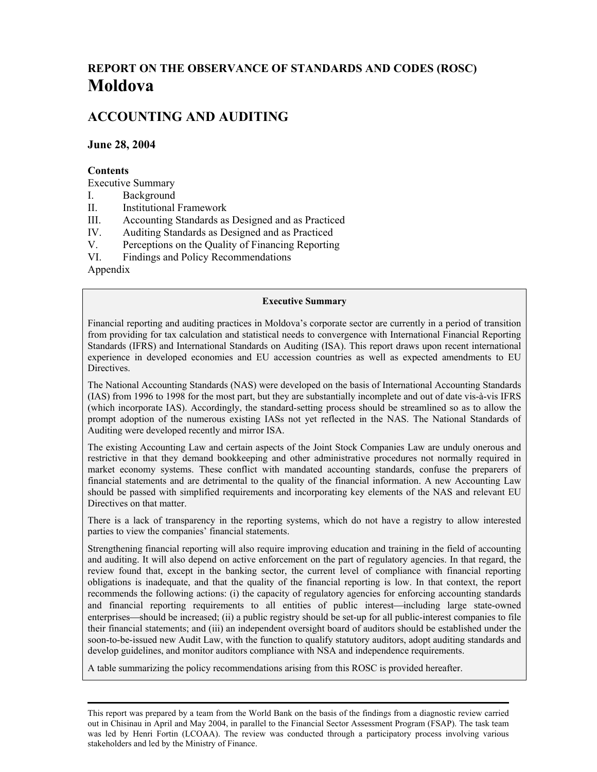# REPORT ON THE OBSERVANCE OF STANDARDS AND CODES (ROSC)
# Moldova

## ACCOUNTING AND AUDITING

### June 28, 2004

**Contents**

Executive Summary
I. Background
II. Institutional Framework
III. Accounting Standards as Designed and as Practiced
IV. Auditing Standards as Designed and as Practiced
V. Perceptions on the Quality of Financing Reporting
VI. Findings and Policy Recommendations
Appendix

**Executive Summary**

Financial reporting and auditing practices in Moldova's corporate sector are currently in a period of transition from providing for tax calculation and statistical needs to convergence with International Financial Reporting Standards (IFRS) and International Standards on Auditing (ISA). This report draws upon recent international experience in developed economies and EU accession countries as well as expected amendments to EU Directives.

The National Accounting Standards (NAS) were developed on the basis of International Accounting Standards (IAS) from 1996 to 1998 for the most part, but they are substantially incomplete and out of date vis-à-vis IFRS (which incorporate IAS). Accordingly, the standard-setting process should be streamlined so as to allow the prompt adoption of the numerous existing IASs not yet reflected in the NAS. The National Standards of Auditing were developed recently and mirror ISA.

The existing Accounting Law and certain aspects of the Joint Stock Companies Law are unduly onerous and restrictive in that they demand bookkeeping and other administrative procedures not normally required in market economy systems. These conflict with mandated accounting standards, confuse the preparers of financial statements and are detrimental to the quality of the financial information. A new Accounting Law should be passed with simplified requirements and incorporating key elements of the NAS and relevant EU Directives on that matter.

There is a lack of transparency in the reporting systems, which do not have a registry to allow interested parties to view the companies' financial statements.

Strengthening financial reporting will also require improving education and training in the field of accounting and auditing. It will also depend on active enforcement on the part of regulatory agencies. In that regard, the review found that, except in the banking sector, the current level of compliance with financial reporting obligations is inadequate, and that the quality of the financial reporting is low. In that context, the report recommends the following actions: (i) the capacity of regulatory agencies for enforcing accounting standards and financial reporting requirements to all entities of public interest—including large state-owned enterprises—should be increased; (ii) a public registry should be set-up for all public-interest companies to file their financial statements; and (iii) an independent oversight board of auditors should be established under the soon-to-be-issued new Audit Law, with the function to qualify statutory auditors, adopt auditing standards and develop guidelines, and monitor auditors compliance with NSA and independence requirements.

A table summarizing the policy recommendations arising from this ROSC is provided hereafter.

---

This report was prepared by a team from the World Bank on the basis of the findings from a diagnostic review carried out in Chisinau in April and May 2004, in parallel to the Financial Sector Assessment Program (FSAP). The task team was led by Henri Fortin (LCOAA). The review was conducted through a participatory process involving various stakeholders and led by the Ministry of Finance.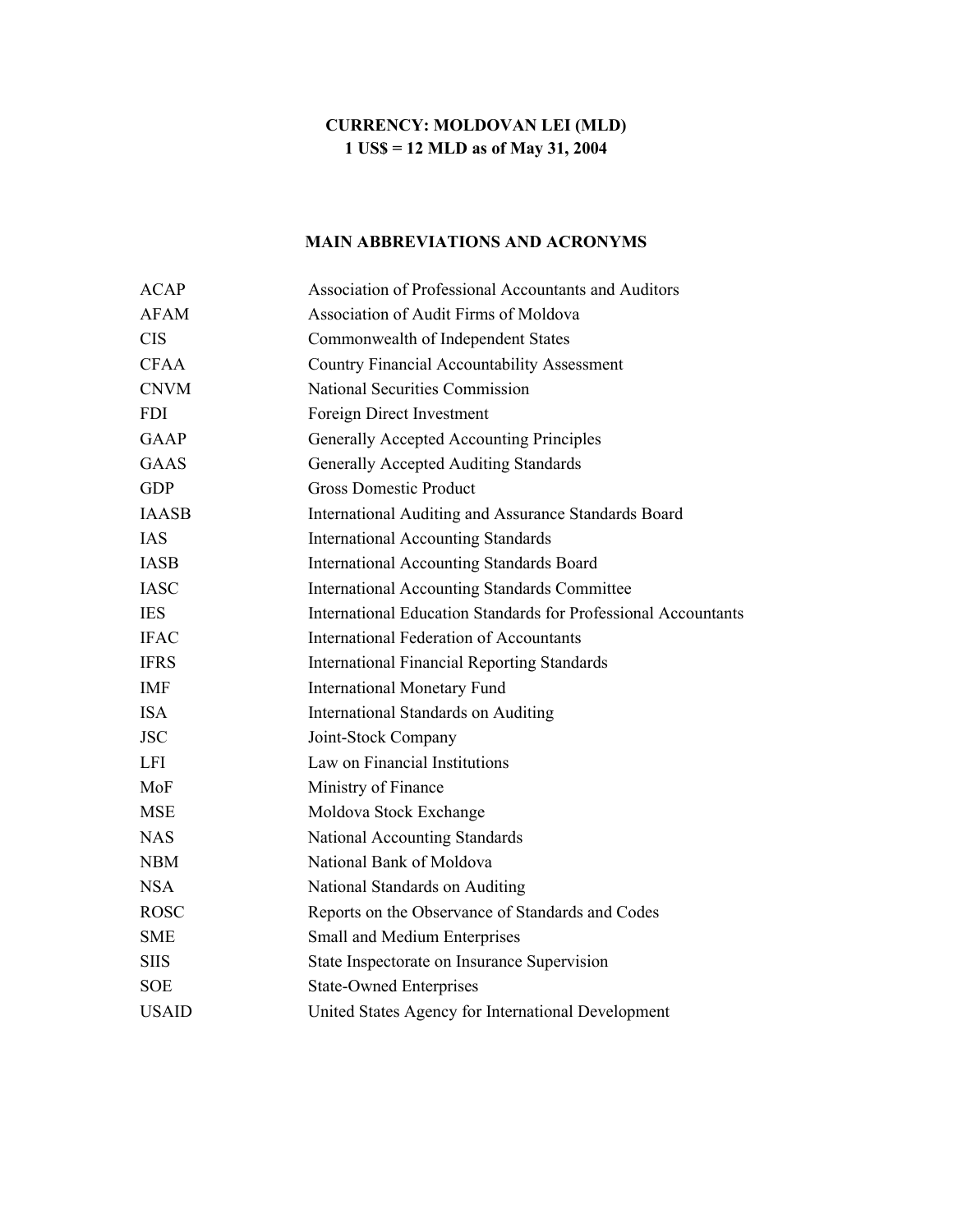**CURRENCY: MOLDOVAN LEI (MLD)**
**1 US$ = 12 MLD as of May 31, 2004**

## MAIN ABBREVIATIONS AND ACRONYMS

| | |
|---|---|
| ACAP | Association of Professional Accountants and Auditors |
| AFAM | Association of Audit Firms of Moldova |
| CIS | Commonwealth of Independent States |
| CFAA | Country Financial Accountability Assessment |
| CNVM | National Securities Commission |
| FDI | Foreign Direct Investment |
| GAAP | Generally Accepted Accounting Principles |
| GAAS | Generally Accepted Auditing Standards |
| GDP | Gross Domestic Product |
| IAASB | International Auditing and Assurance Standards Board |
| IAS | International Accounting Standards |
| IASB | International Accounting Standards Board |
| IASC | International Accounting Standards Committee |
| IES | International Education Standards for Professional Accountants |
| IFAC | International Federation of Accountants |
| IFRS | International Financial Reporting Standards |
| IMF | International Monetary Fund |
| ISA | International Standards on Auditing |
| JSC | Joint-Stock Company |
| LFI | Law on Financial Institutions |
| MoF | Ministry of Finance |
| MSE | Moldova Stock Exchange |
| NAS | National Accounting Standards |
| NBM | National Bank of Moldova |
| NSA | National Standards on Auditing |
| ROSC | Reports on the Observance of Standards and Codes |
| SME | Small and Medium Enterprises |
| SIIS | State Inspectorate on Insurance Supervision |
| SOE | State-Owned Enterprises |
| USAID | United States Agency for International Development |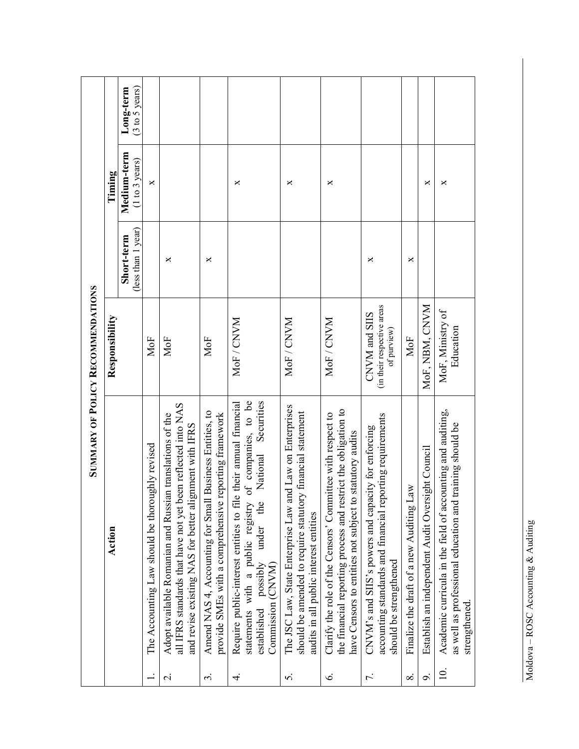## SUMMARY OF POLICY RECOMMENDATIONS

| | Action | Responsibility | Timing | | |
|---|---|---|---|---|---|
| | | | Short-term (less than 1 year) | Medium-term (1 to 3 years) | Long-term (3 to 5 years) |
| 1. | The Accounting Law should be thoroughly revised | MoF | | x | |
| 2. | Adopt available Romanian and Russian translations of the all IFRS standards that have not yet been reflected into NAS and revise existing NAS for better alignment with IFRS | MoF | x | | |
| 3. | Amend NAS 4, Accounting for Small Business Entities, to provide SMEs with a comprehensive reporting framework | MoF | x | | |
| 4. | Require public-interest entities to file their annual financial statements with a public registry of companies, to be established possibly under the National Securities Commission (CNVM) | MoF / CNVM | | x | |
| 5. | The JSC Law, State Enterprise Law and Law on Enterprises should be amended to require statutory financial statement audits in all public interest entities | MoF / CNVM | | x | |
| 6. | Clarify the role of the Censors' Committee with respect to the financial reporting process and restrict the obligation to have Censors to entities not subject to statutory audits | MoF / CNVM | | x | |
| 7. | CNVM's and SIIS's powers and capacity for enforcing accounting standards and financial reporting requirements should be strengthened | CNVM and SIIS (in their respective areas of purview) | x | | |
| 8. | Finalize the draft of a new Auditing Law | MoF | x | | |
| 9. | Establish an independent Audit Oversight Council | MoF, NBM, CNVM | | x | |
| 10. | Academic curricula in the field of accounting and auditing, as well as professional education and training should be strengthened. | MoF, Ministry of Education | | x | |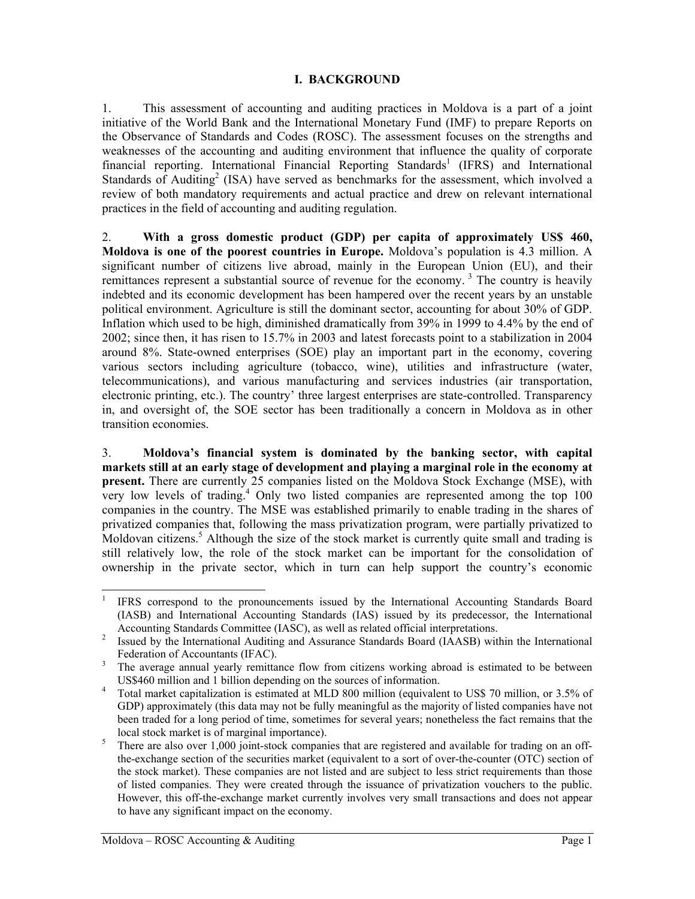## I. BACKGROUND

1. This assessment of accounting and auditing practices in Moldova is a part of a joint initiative of the World Bank and the International Monetary Fund (IMF) to prepare Reports on the Observance of Standards and Codes (ROSC). The assessment focuses on the strengths and weaknesses of the accounting and auditing environment that influence the quality of corporate financial reporting. International Financial Reporting Standards[1] (IFRS) and International Standards of Auditing[2] (ISA) have served as benchmarks for the assessment, which involved a review of both mandatory requirements and actual practice and drew on relevant international practices in the field of accounting and auditing regulation.

2. **With a gross domestic product (GDP) per capita of approximately US$ 460, Moldova is one of the poorest countries in Europe.** Moldova's population is 4.3 million. A significant number of citizens live abroad, mainly in the European Union (EU), and their remittances represent a substantial source of revenue for the economy. [3] The country is heavily indebted and its economic development has been hampered over the recent years by an unstable political environment. Agriculture is still the dominant sector, accounting for about 30% of GDP. Inflation which used to be high, diminished dramatically from 39% in 1999 to 4.4% by the end of 2002; since then, it has risen to 15.7% in 2003 and latest forecasts point to a stabilization in 2004 around 8%. State-owned enterprises (SOE) play an important part in the economy, covering various sectors including agriculture (tobacco, wine), utilities and infrastructure (water, telecommunications), and various manufacturing and services industries (air transportation, electronic printing, etc.). The country' three largest enterprises are state-controlled. Transparency in, and oversight of, the SOE sector has been traditionally a concern in Moldova as in other transition economies.

3. **Moldova's financial system is dominated by the banking sector, with capital markets still at an early stage of development and playing a marginal role in the economy at present.** There are currently 25 companies listed on the Moldova Stock Exchange (MSE), with very low levels of trading.[4] Only two listed companies are represented among the top 100 companies in the country. The MSE was established primarily to enable trading in the shares of privatized companies that, following the mass privatization program, were partially privatized to Moldovan citizens.[5] Although the size of the stock market is currently quite small and trading is still relatively low, the role of the stock market can be important for the consolidation of ownership in the private sector, which in turn can help support the country's economic

---

[1] IFRS correspond to the pronouncements issued by the International Accounting Standards Board (IASB) and International Accounting Standards (IAS) issued by its predecessor, the International Accounting Standards Committee (IASC), as well as related official interpretations.

[2] Issued by the International Auditing and Assurance Standards Board (IAASB) within the International Federation of Accountants (IFAC).

[3] The average annual yearly remittance flow from citizens working abroad is estimated to be between US$460 million and 1 billion depending on the sources of information.

[4] Total market capitalization is estimated at MLD 800 million (equivalent to US$ 70 million, or 3.5% of GDP) approximately (this data may not be fully meaningful as the majority of listed companies have not been traded for a long period of time, sometimes for several years; nonetheless the fact remains that the local stock market is of marginal importance).

[5] There are also over 1,000 joint-stock companies that are registered and available for trading on an off-the-exchange section of the securities market (equivalent to a sort of over-the-counter (OTC) section of the stock market). These companies are not listed and are subject to less strict requirements than those of listed companies. They were created through the issuance of privatization vouchers to the public. However, this off-the-exchange market currently involves very small transactions and does not appear to have any significant impact on the economy.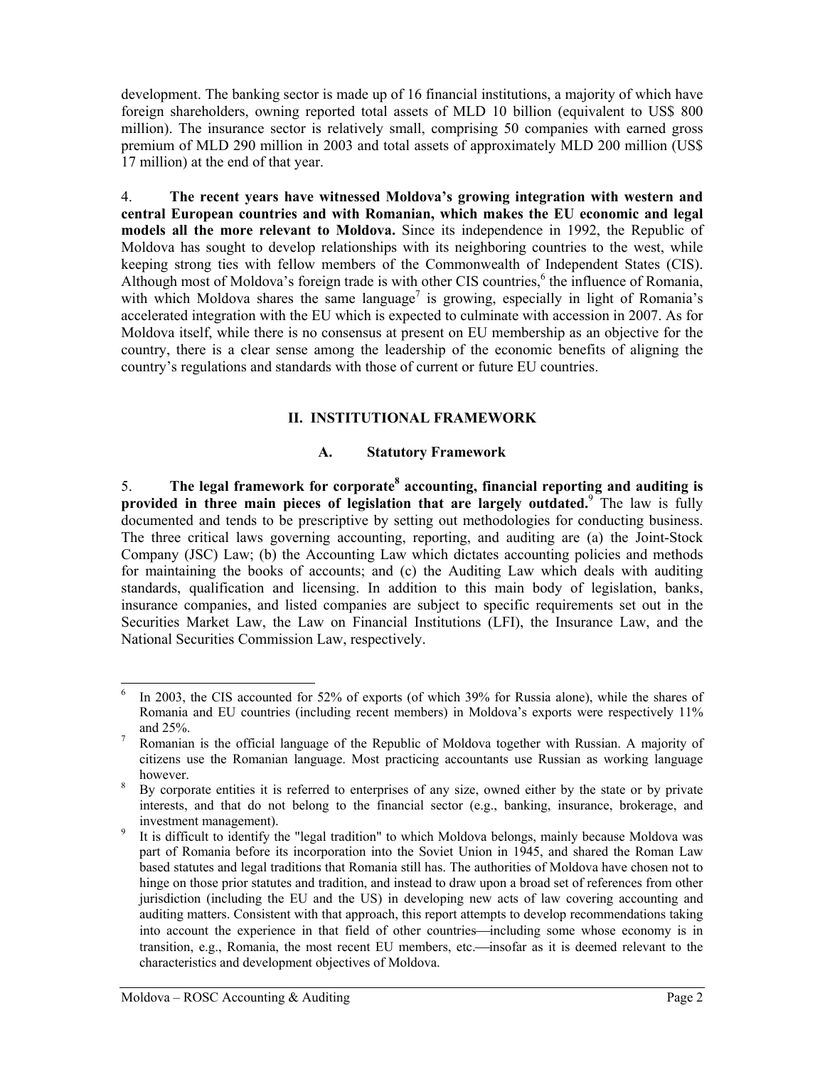development. The banking sector is made up of 16 financial institutions, a majority of which have foreign shareholders, owning reported total assets of MLD 10 billion (equivalent to US$ 800 million). The insurance sector is relatively small, comprising 50 companies with earned gross premium of MLD 290 million in 2003 and total assets of approximately MLD 200 million (US$ 17 million) at the end of that year.

4. **The recent years have witnessed Moldova's growing integration with western and central European countries and with Romanian, which makes the EU economic and legal models all the more relevant to Moldova.** Since its independence in 1992, the Republic of Moldova has sought to develop relationships with its neighboring countries to the west, while keeping strong ties with fellow members of the Commonwealth of Independent States (CIS). Although most of Moldova's foreign trade is with other CIS countries,[6] the influence of Romania, with which Moldova shares the same language[7] is growing, especially in light of Romania's accelerated integration with the EU which is expected to culminate with accession in 2007. As for Moldova itself, while there is no consensus at present on EU membership as an objective for the country, there is a clear sense among the leadership of the economic benefits of aligning the country's regulations and standards with those of current or future EU countries.

## II. INSTITUTIONAL FRAMEWORK

### A. Statutory Framework

5. **The legal framework for corporate[8] accounting, financial reporting and auditing is provided in three main pieces of legislation that are largely outdated.**[9] The law is fully documented and tends to be prescriptive by setting out methodologies for conducting business. The three critical laws governing accounting, reporting, and auditing are (a) the Joint-Stock Company (JSC) Law; (b) the Accounting Law which dictates accounting policies and methods for maintaining the books of accounts; and (c) the Auditing Law which deals with auditing standards, qualification and licensing. In addition to this main body of legislation, banks, insurance companies, and listed companies are subject to specific requirements set out in the Securities Market Law, the Law on Financial Institutions (LFI), the Insurance Law, and the National Securities Commission Law, respectively.

---

[6] In 2003, the CIS accounted for 52% of exports (of which 39% for Russia alone), while the shares of Romania and EU countries (including recent members) in Moldova's exports were respectively 11% and 25%.

[7] Romanian is the official language of the Republic of Moldova together with Russian. A majority of citizens use the Romanian language. Most practicing accountants use Russian as working language however.

[8] By corporate entities it is referred to enterprises of any size, owned either by the state or by private interests, and that do not belong to the financial sector (e.g., banking, insurance, brokerage, and investment management).

[9] It is difficult to identify the "legal tradition" to which Moldova belongs, mainly because Moldova was part of Romania before its incorporation into the Soviet Union in 1945, and shared the Roman Law based statutes and legal traditions that Romania still has. The authorities of Moldova have chosen not to hinge on those prior statutes and tradition, and instead to draw upon a broad set of references from other jurisdiction (including the EU and the US) in developing new acts of law covering accounting and auditing matters. Consistent with that approach, this report attempts to develop recommendations taking into account the experience in that field of other countries—including some whose economy is in transition, e.g., Romania, the most recent EU members, etc.—insofar as it is deemed relevant to the characteristics and development objectives of Moldova.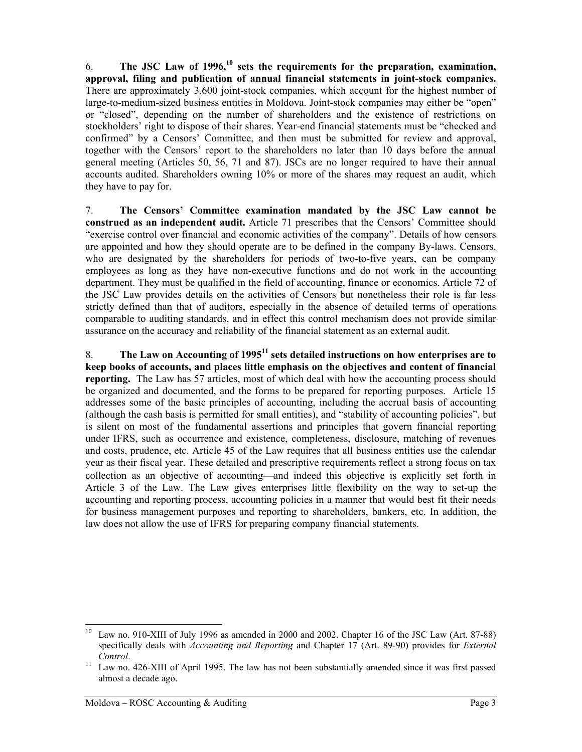6. **The JSC Law of 1996,[10] sets the requirements for the preparation, examination, approval, filing and publication of annual financial statements in joint-stock companies.** There are approximately 3,600 joint-stock companies, which account for the highest number of large-to-medium-sized business entities in Moldova. Joint-stock companies may either be "open" or "closed", depending on the number of shareholders and the existence of restrictions on stockholders' right to dispose of their shares. Year-end financial statements must be "checked and confirmed" by a Censors' Committee, and then must be submitted for review and approval, together with the Censors' report to the shareholders no later than 10 days before the annual general meeting (Articles 50, 56, 71 and 87). JSCs are no longer required to have their annual accounts audited. Shareholders owning 10% or more of the shares may request an audit, which they have to pay for.

7. **The Censors' Committee examination mandated by the JSC Law cannot be construed as an independent audit.** Article 71 prescribes that the Censors' Committee should "exercise control over financial and economic activities of the company". Details of how censors are appointed and how they should operate are to be defined in the company By-laws. Censors, who are designated by the shareholders for periods of two-to-five years, can be company employees as long as they have non-executive functions and do not work in the accounting department. They must be qualified in the field of accounting, finance or economics. Article 72 of the JSC Law provides details on the activities of Censors but nonetheless their role is far less strictly defined than that of auditors, especially in the absence of detailed terms of operations comparable to auditing standards, and in effect this control mechanism does not provide similar assurance on the accuracy and reliability of the financial statement as an external audit.

8. **The Law on Accounting of 1995[11] sets detailed instructions on how enterprises are to keep books of accounts, and places little emphasis on the objectives and content of financial reporting.** The Law has 57 articles, most of which deal with how the accounting process should be organized and documented, and the forms to be prepared for reporting purposes. Article 15 addresses some of the basic principles of accounting, including the accrual basis of accounting (although the cash basis is permitted for small entities), and "stability of accounting policies", but is silent on most of the fundamental assertions and principles that govern financial reporting under IFRS, such as occurrence and existence, completeness, disclosure, matching of revenues and costs, prudence, etc. Article 45 of the Law requires that all business entities use the calendar year as their fiscal year. These detailed and prescriptive requirements reflect a strong focus on tax collection as an objective of accounting—and indeed this objective is explicitly set forth in Article 3 of the Law. The Law gives enterprises little flexibility on the way to set-up the accounting and reporting process, accounting policies in a manner that would best fit their needs for business management purposes and reporting to shareholders, bankers, etc. In addition, the law does not allow the use of IFRS for preparing company financial statements.

---

[10] Law no. 910-XIII of July 1996 as amended in 2000 and 2002. Chapter 16 of the JSC Law (Art. 87-88) specifically deals with *Accounting and Reporting* and Chapter 17 (Art. 89-90) provides for *External Control*.

[11] Law no. 426-XIII of April 1995. The law has not been substantially amended since it was first passed almost a decade ago.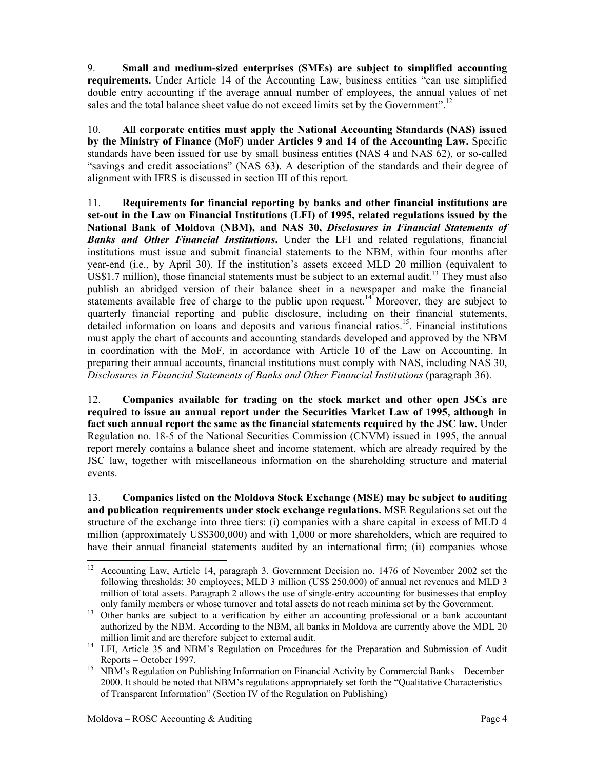9. **Small and medium-sized enterprises (SMEs) are subject to simplified accounting requirements.** Under Article 14 of the Accounting Law, business entities "can use simplified double entry accounting if the average annual number of employees, the annual values of net sales and the total balance sheet value do not exceed limits set by the Government".[12]

10. **All corporate entities must apply the National Accounting Standards (NAS) issued by the Ministry of Finance (MoF) under Articles 9 and 14 of the Accounting Law.** Specific standards have been issued for use by small business entities (NAS 4 and NAS 62), or so-called "savings and credit associations" (NAS 63). A description of the standards and their degree of alignment with IFRS is discussed in section III of this report.

11. **Requirements for financial reporting by banks and other financial institutions are set-out in the Law on Financial Institutions (LFI) of 1995, related regulations issued by the National Bank of Moldova (NBM), and NAS 30, *Disclosures in Financial Statements of Banks and Other Financial Institutions*.** Under the LFI and related regulations, financial institutions must issue and submit financial statements to the NBM, within four months after year-end (i.e., by April 30). If the institution's assets exceed MLD 20 million (equivalent to US$1.7 million), those financial statements must be subject to an external audit.[13] They must also publish an abridged version of their balance sheet in a newspaper and make the financial statements available free of charge to the public upon request.[14] Moreover, they are subject to quarterly financial reporting and public disclosure, including on their financial statements, detailed information on loans and deposits and various financial ratios.[15]. Financial institutions must apply the chart of accounts and accounting standards developed and approved by the NBM in coordination with the MoF, in accordance with Article 10 of the Law on Accounting. In preparing their annual accounts, financial institutions must comply with NAS, including NAS 30, *Disclosures in Financial Statements of Banks and Other Financial Institutions* (paragraph 36).

12. **Companies available for trading on the stock market and other open JSCs are required to issue an annual report under the Securities Market Law of 1995, although in fact such annual report the same as the financial statements required by the JSC law.** Under Regulation no. 18-5 of the National Securities Commission (CNVM) issued in 1995, the annual report merely contains a balance sheet and income statement, which are already required by the JSC law, together with miscellaneous information on the shareholding structure and material events.

13. **Companies listed on the Moldova Stock Exchange (MSE) may be subject to auditing and publication requirements under stock exchange regulations.** MSE Regulations set out the structure of the exchange into three tiers: (i) companies with a share capital in excess of MLD 4 million (approximately US$300,000) and with 1,000 or more shareholders, which are required to have their annual financial statements audited by an international firm; (ii) companies whose

---

[12] Accounting Law, Article 14, paragraph 3. Government Decision no. 1476 of November 2002 set the following thresholds: 30 employees; MLD 3 million (US$ 250,000) of annual net revenues and MLD 3 million of total assets. Paragraph 2 allows the use of single-entry accounting for businesses that employ only family members or whose turnover and total assets do not reach minima set by the Government.

[13] Other banks are subject to a verification by either an accounting professional or a bank accountant authorized by the NBM. According to the NBM, all banks in Moldova are currently above the MDL 20 million limit and are therefore subject to external audit.

[14] LFI, Article 35 and NBM's Regulation on Procedures for the Preparation and Submission of Audit Reports – October 1997.

[15] NBM's Regulation on Publishing Information on Financial Activity by Commercial Banks – December 2000. It should be noted that NBM's regulations appropriately set forth the "Qualitative Characteristics of Transparent Information" (Section IV of the Regulation on Publishing)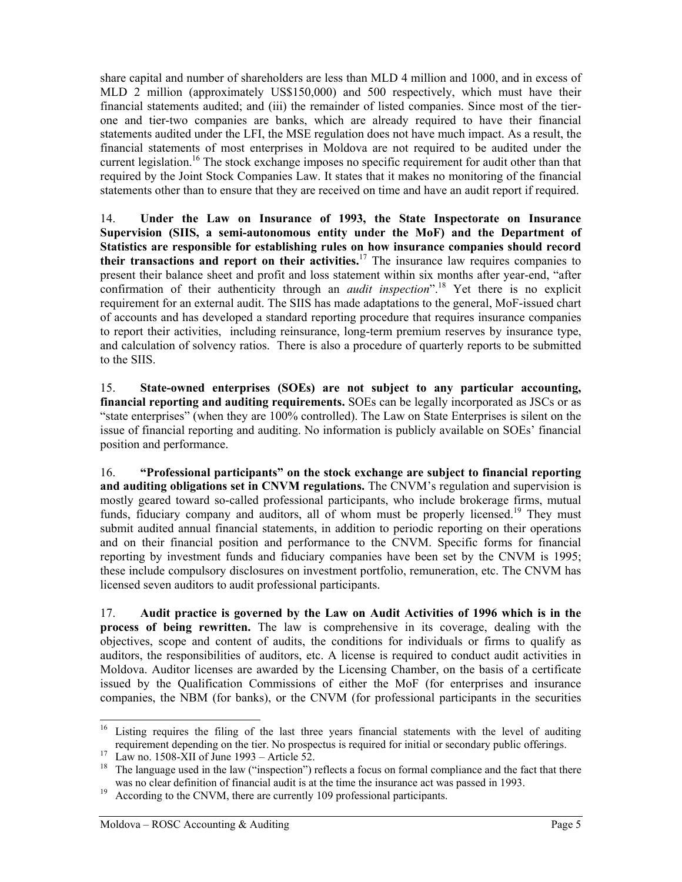share capital and number of shareholders are less than MLD 4 million and 1000, and in excess of MLD 2 million (approximately US$150,000) and 500 respectively, which must have their financial statements audited; and (iii) the remainder of listed companies. Since most of the tier-one and tier-two companies are banks, which are already required to have their financial statements audited under the LFI, the MSE regulation does not have much impact. As a result, the financial statements of most enterprises in Moldova are not required to be audited under the current legislation.[16] The stock exchange imposes no specific requirement for audit other than that required by the Joint Stock Companies Law. It states that it makes no monitoring of the financial statements other than to ensure that they are received on time and have an audit report if required.

14. **Under the Law on Insurance of 1993, the State Inspectorate on Insurance Supervision (SIIS, a semi-autonomous entity under the MoF) and the Department of Statistics are responsible for establishing rules on how insurance companies should record their transactions and report on their activities.**[17] The insurance law requires companies to present their balance sheet and profit and loss statement within six months after year-end, "after confirmation of their authenticity through an *audit inspection*".[18] Yet there is no explicit requirement for an external audit. The SIIS has made adaptations to the general, MoF-issued chart of accounts and has developed a standard reporting procedure that requires insurance companies to report their activities, including reinsurance, long-term premium reserves by insurance type, and calculation of solvency ratios. There is also a procedure of quarterly reports to be submitted to the SIIS.

15. **State-owned enterprises (SOEs) are not subject to any particular accounting, financial reporting and auditing requirements.** SOEs can be legally incorporated as JSCs or as "state enterprises" (when they are 100% controlled). The Law on State Enterprises is silent on the issue of financial reporting and auditing. No information is publicly available on SOEs' financial position and performance.

16. **"Professional participants" on the stock exchange are subject to financial reporting and auditing obligations set in CNVM regulations.** The CNVM's regulation and supervision is mostly geared toward so-called professional participants, who include brokerage firms, mutual funds, fiduciary company and auditors, all of whom must be properly licensed.[19] They must submit audited annual financial statements, in addition to periodic reporting on their operations and on their financial position and performance to the CNVM. Specific forms for financial reporting by investment funds and fiduciary companies have been set by the CNVM is 1995; these include compulsory disclosures on investment portfolio, remuneration, etc. The CNVM has licensed seven auditors to audit professional participants.

17. **Audit practice is governed by the Law on Audit Activities of 1996 which is in the process of being rewritten.** The law is comprehensive in its coverage, dealing with the objectives, scope and content of audits, the conditions for individuals or firms to qualify as auditors, the responsibilities of auditors, etc. A license is required to conduct audit activities in Moldova. Auditor licenses are awarded by the Licensing Chamber, on the basis of a certificate issued by the Qualification Commissions of either the MoF (for enterprises and insurance companies, the NBM (for banks), or the CNVM (for professional participants in the securities

---

[16] Listing requires the filing of the last three years financial statements with the level of auditing requirement depending on the tier. No prospectus is required for initial or secondary public offerings.

[17] Law no. 1508-XII of June 1993 – Article 52.

[18] The language used in the law ("inspection") reflects a focus on formal compliance and the fact that there was no clear definition of financial audit is at the time the insurance act was passed in 1993.

[19] According to the CNVM, there are currently 109 professional participants.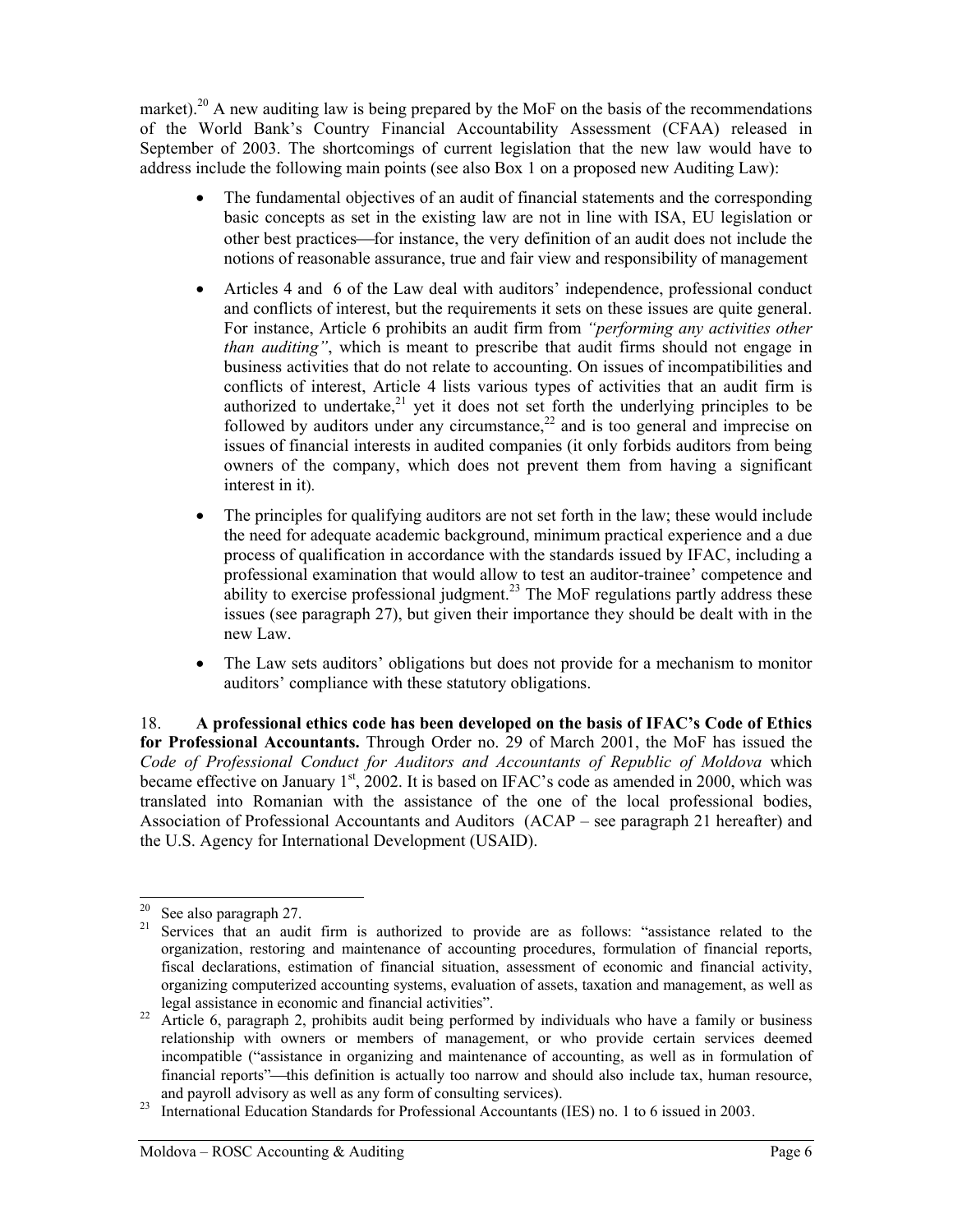market).[20] A new auditing law is being prepared by the MoF on the basis of the recommendations of the World Bank's Country Financial Accountability Assessment (CFAA) released in September of 2003. The shortcomings of current legislation that the new law would have to address include the following main points (see also Box 1 on a proposed new Auditing Law):

- The fundamental objectives of an audit of financial statements and the corresponding basic concepts as set in the existing law are not in line with ISA, EU legislation or other best practices—for instance, the very definition of an audit does not include the notions of reasonable assurance, true and fair view and responsibility of management
- Articles 4 and 6 of the Law deal with auditors' independence, professional conduct and conflicts of interest, but the requirements it sets on these issues are quite general. For instance, Article 6 prohibits an audit firm from *"performing any activities other than auditing"*, which is meant to prescribe that audit firms should not engage in business activities that do not relate to accounting. On issues of incompatibilities and conflicts of interest, Article 4 lists various types of activities that an audit firm is authorized to undertake,[21] yet it does not set forth the underlying principles to be followed by auditors under any circumstance,[22] and is too general and imprecise on issues of financial interests in audited companies (it only forbids auditors from being owners of the company, which does not prevent them from having a significant interest in it).
- The principles for qualifying auditors are not set forth in the law; these would include the need for adequate academic background, minimum practical experience and a due process of qualification in accordance with the standards issued by IFAC, including a professional examination that would allow to test an auditor-trainee' competence and ability to exercise professional judgment.[23] The MoF regulations partly address these issues (see paragraph 27), but given their importance they should be dealt with in the new Law.
- The Law sets auditors' obligations but does not provide for a mechanism to monitor auditors' compliance with these statutory obligations.

18. **A professional ethics code has been developed on the basis of IFAC's Code of Ethics for Professional Accountants.** Through Order no. 29 of March 2001, the MoF has issued the *Code of Professional Conduct for Auditors and Accountants of Republic of Moldova* which became effective on January 1st, 2002. It is based on IFAC's code as amended in 2000, which was translated into Romanian with the assistance of the one of the local professional bodies, Association of Professional Accountants and Auditors (ACAP – see paragraph 21 hereafter) and the U.S. Agency for International Development (USAID).

---

[20] See also paragraph 27.

[21] Services that an audit firm is authorized to provide are as follows: "assistance related to the organization, restoring and maintenance of accounting procedures, formulation of financial reports, fiscal declarations, estimation of financial situation, assessment of economic and financial activity, organizing computerized accounting systems, evaluation of assets, taxation and management, as well as legal assistance in economic and financial activities".

[22] Article 6, paragraph 2, prohibits audit being performed by individuals who have a family or business relationship with owners or members of management, or who provide certain services deemed incompatible ("assistance in organizing and maintenance of accounting, as well as in formulation of financial reports"—this definition is actually too narrow and should also include tax, human resource, and payroll advisory as well as any form of consulting services).

[23] International Education Standards for Professional Accountants (IES) no. 1 to 6 issued in 2003.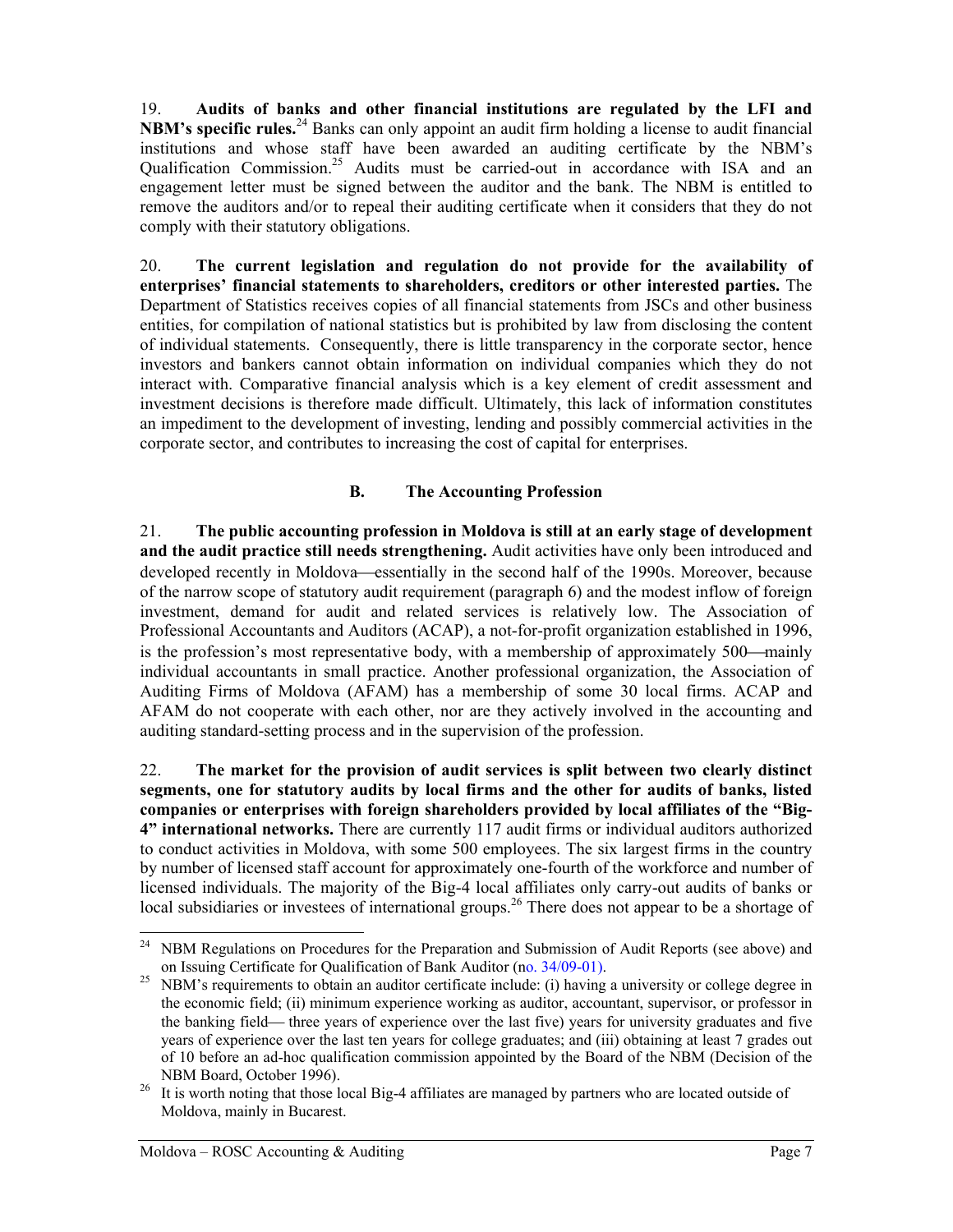19. **Audits of banks and other financial institutions are regulated by the LFI and NBM's specific rules.**[24] Banks can only appoint an audit firm holding a license to audit financial institutions and whose staff have been awarded an auditing certificate by the NBM's Qualification Commission.[25] Audits must be carried-out in accordance with ISA and an engagement letter must be signed between the auditor and the bank. The NBM is entitled to remove the auditors and/or to repeal their auditing certificate when it considers that they do not comply with their statutory obligations.

20. **The current legislation and regulation do not provide for the availability of enterprises' financial statements to shareholders, creditors or other interested parties.** The Department of Statistics receives copies of all financial statements from JSCs and other business entities, for compilation of national statistics but is prohibited by law from disclosing the content of individual statements. Consequently, there is little transparency in the corporate sector, hence investors and bankers cannot obtain information on individual companies which they do not interact with. Comparative financial analysis which is a key element of credit assessment and investment decisions is therefore made difficult. Ultimately, this lack of information constitutes an impediment to the development of investing, lending and possibly commercial activities in the corporate sector, and contributes to increasing the cost of capital for enterprises.

## B. The Accounting Profession

21. **The public accounting profession in Moldova is still at an early stage of development and the audit practice still needs strengthening.** Audit activities have only been introduced and developed recently in Moldova—essentially in the second half of the 1990s. Moreover, because of the narrow scope of statutory audit requirement (paragraph 6) and the modest inflow of foreign investment, demand for audit and related services is relatively low. The Association of Professional Accountants and Auditors (ACAP), a not-for-profit organization established in 1996, is the profession's most representative body, with a membership of approximately 500—mainly individual accountants in small practice. Another professional organization, the Association of Auditing Firms of Moldova (AFAM) has a membership of some 30 local firms. ACAP and AFAM do not cooperate with each other, nor are they actively involved in the accounting and auditing standard-setting process and in the supervision of the profession.

22. **The market for the provision of audit services is split between two clearly distinct segments, one for statutory audits by local firms and the other for audits of banks, listed companies or enterprises with foreign shareholders provided by local affiliates of the "Big-4" international networks.** There are currently 117 audit firms or individual auditors authorized to conduct activities in Moldova, with some 500 employees. The six largest firms in the country by number of licensed staff account for approximately one-fourth of the workforce and number of licensed individuals. The majority of the Big-4 local affiliates only carry-out audits of banks or local subsidiaries or investees of international groups.[26] There does not appear to be a shortage of

---

[24] NBM Regulations on Procedures for the Preparation and Submission of Audit Reports (see above) and on Issuing Certificate for Qualification of Bank Auditor (no. 34/09-01).

[25] NBM's requirements to obtain an auditor certificate include: (i) having a university or college degree in the economic field; (ii) minimum experience working as auditor, accountant, supervisor, or professor in the banking field— three years of experience over the last five) years for university graduates and five years of experience over the last ten years for college graduates; and (iii) obtaining at least 7 grades out of 10 before an ad-hoc qualification commission appointed by the Board of the NBM (Decision of the NBM Board, October 1996).

[26] It is worth noting that those local Big-4 affiliates are managed by partners who are located outside of Moldova, mainly in Bucarest.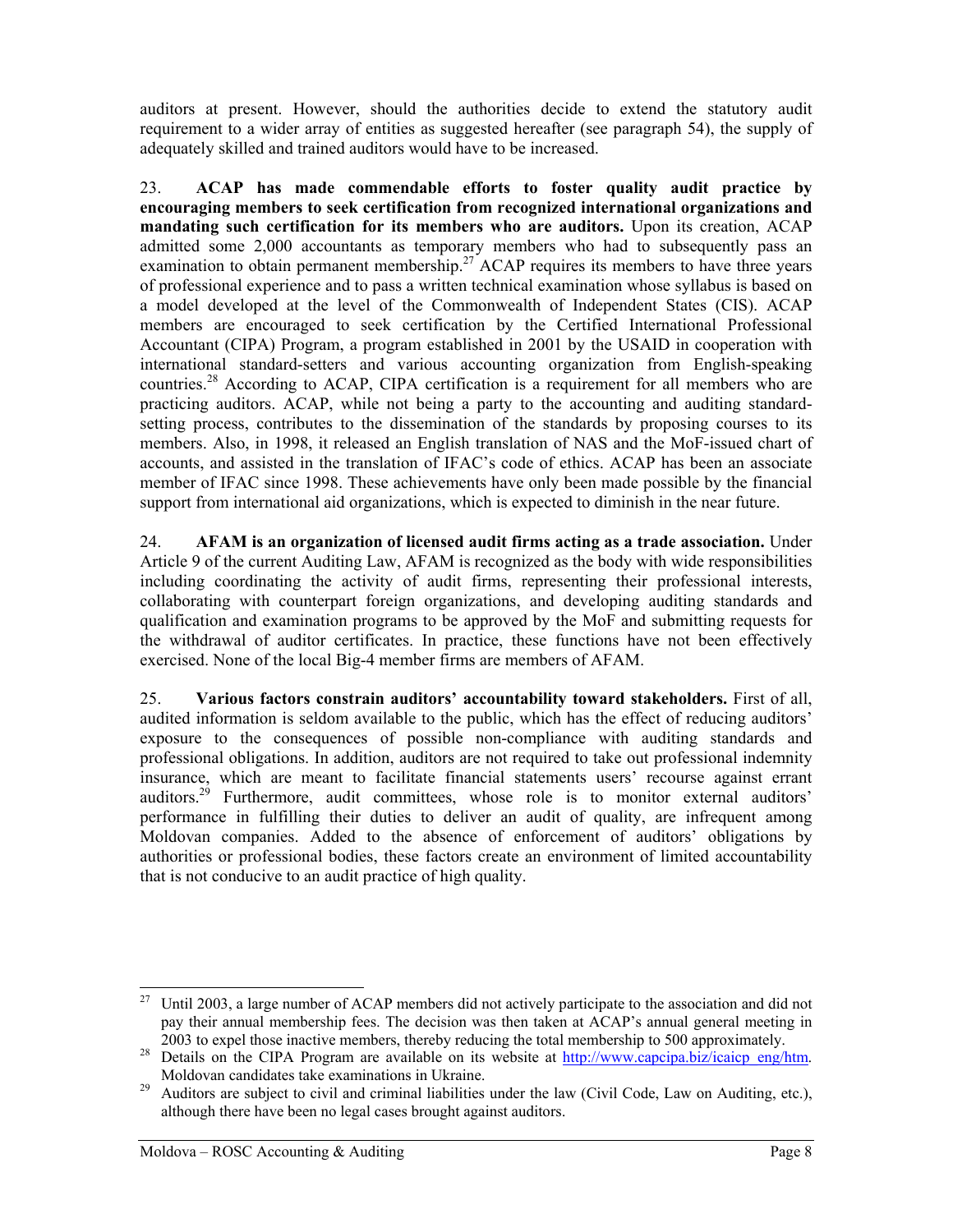auditors at present. However, should the authorities decide to extend the statutory audit requirement to a wider array of entities as suggested hereafter (see paragraph 54), the supply of adequately skilled and trained auditors would have to be increased.

23. **ACAP has made commendable efforts to foster quality audit practice by encouraging members to seek certification from recognized international organizations and mandating such certification for its members who are auditors.** Upon its creation, ACAP admitted some 2,000 accountants as temporary members who had to subsequently pass an examination to obtain permanent membership.[27] ACAP requires its members to have three years of professional experience and to pass a written technical examination whose syllabus is based on a model developed at the level of the Commonwealth of Independent States (CIS). ACAP members are encouraged to seek certification by the Certified International Professional Accountant (CIPA) Program, a program established in 2001 by the USAID in cooperation with international standard-setters and various accounting organization from English-speaking countries.[28] According to ACAP, CIPA certification is a requirement for all members who are practicing auditors. ACAP, while not being a party to the accounting and auditing standard-setting process, contributes to the dissemination of the standards by proposing courses to its members. Also, in 1998, it released an English translation of NAS and the MoF-issued chart of accounts, and assisted in the translation of IFAC's code of ethics. ACAP has been an associate member of IFAC since 1998. These achievements have only been made possible by the financial support from international aid organizations, which is expected to diminish in the near future.

24. **AFAM is an organization of licensed audit firms acting as a trade association.** Under Article 9 of the current Auditing Law, AFAM is recognized as the body with wide responsibilities including coordinating the activity of audit firms, representing their professional interests, collaborating with counterpart foreign organizations, and developing auditing standards and qualification and examination programs to be approved by the MoF and submitting requests for the withdrawal of auditor certificates. In practice, these functions have not been effectively exercised. None of the local Big-4 member firms are members of AFAM.

25. **Various factors constrain auditors' accountability toward stakeholders.** First of all, audited information is seldom available to the public, which has the effect of reducing auditors' exposure to the consequences of possible non-compliance with auditing standards and professional obligations. In addition, auditors are not required to take out professional indemnity insurance, which are meant to facilitate financial statements users' recourse against errant auditors.[29] Furthermore, audit committees, whose role is to monitor external auditors' performance in fulfilling their duties to deliver an audit of quality, are infrequent among Moldovan companies. Added to the absence of enforcement of auditors' obligations by authorities or professional bodies, these factors create an environment of limited accountability that is not conducive to an audit practice of high quality.

---

[27] Until 2003, a large number of ACAP members did not actively participate to the association and did not pay their annual membership fees. The decision was then taken at ACAP's annual general meeting in 2003 to expel those inactive members, thereby reducing the total membership to 500 approximately.

[28] Details on the CIPA Program are available on its website at http://www.capcipa.biz/icaicp_eng/htm. Moldovan candidates take examinations in Ukraine.

[29] Auditors are subject to civil and criminal liabilities under the law (Civil Code, Law on Auditing, etc.), although there have been no legal cases brought against auditors.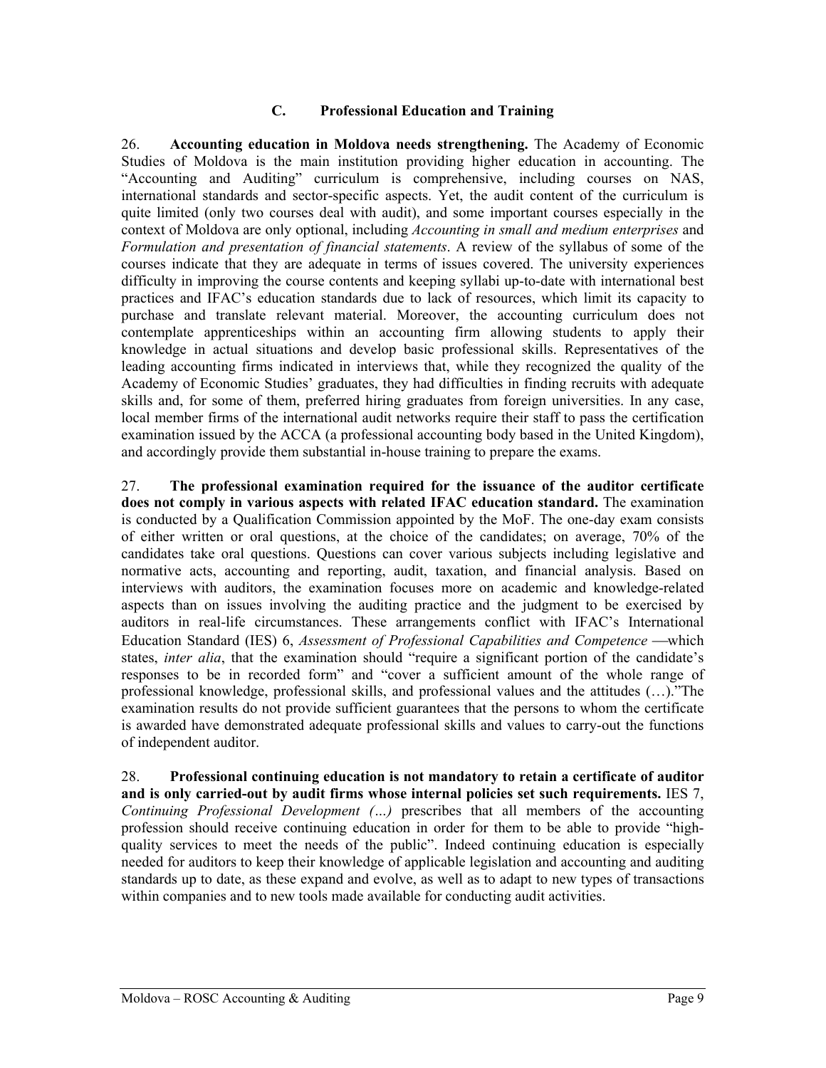### C. Professional Education and Training

26. **Accounting education in Moldova needs strengthening.** The Academy of Economic Studies of Moldova is the main institution providing higher education in accounting. The "Accounting and Auditing" curriculum is comprehensive, including courses on NAS, international standards and sector-specific aspects. Yet, the audit content of the curriculum is quite limited (only two courses deal with audit), and some important courses especially in the context of Moldova are only optional, including *Accounting in small and medium enterprises* and *Formulation and presentation of financial statements*. A review of the syllabus of some of the courses indicate that they are adequate in terms of issues covered. The university experiences difficulty in improving the course contents and keeping syllabi up-to-date with international best practices and IFAC's education standards due to lack of resources, which limit its capacity to purchase and translate relevant material. Moreover, the accounting curriculum does not contemplate apprenticeships within an accounting firm allowing students to apply their knowledge in actual situations and develop basic professional skills. Representatives of the leading accounting firms indicated in interviews that, while they recognized the quality of the Academy of Economic Studies' graduates, they had difficulties in finding recruits with adequate skills and, for some of them, preferred hiring graduates from foreign universities. In any case, local member firms of the international audit networks require their staff to pass the certification examination issued by the ACCA (a professional accounting body based in the United Kingdom), and accordingly provide them substantial in-house training to prepare the exams.

27. **The professional examination required for the issuance of the auditor certificate does not comply in various aspects with related IFAC education standard.** The examination is conducted by a Qualification Commission appointed by the MoF. The one-day exam consists of either written or oral questions, at the choice of the candidates; on average, 70% of the candidates take oral questions. Questions can cover various subjects including legislative and normative acts, accounting and reporting, audit, taxation, and financial analysis. Based on interviews with auditors, the examination focuses more on academic and knowledge-related aspects than on issues involving the auditing practice and the judgment to be exercised by auditors in real-life circumstances. These arrangements conflict with IFAC's International Education Standard (IES) 6, *Assessment of Professional Capabilities and Competence* —which states, *inter alia*, that the examination should "require a significant portion of the candidate's responses to be in recorded form" and "cover a sufficient amount of the whole range of professional knowledge, professional skills, and professional values and the attitudes (…)."The examination results do not provide sufficient guarantees that the persons to whom the certificate is awarded have demonstrated adequate professional skills and values to carry-out the functions of independent auditor.

28. **Professional continuing education is not mandatory to retain a certificate of auditor and is only carried-out by audit firms whose internal policies set such requirements.** IES 7, *Continuing Professional Development (…)* prescribes that all members of the accounting profession should receive continuing education in order for them to be able to provide "high-quality services to meet the needs of the public". Indeed continuing education is especially needed for auditors to keep their knowledge of applicable legislation and accounting and auditing standards up to date, as these expand and evolve, as well as to adapt to new types of transactions within companies and to new tools made available for conducting audit activities.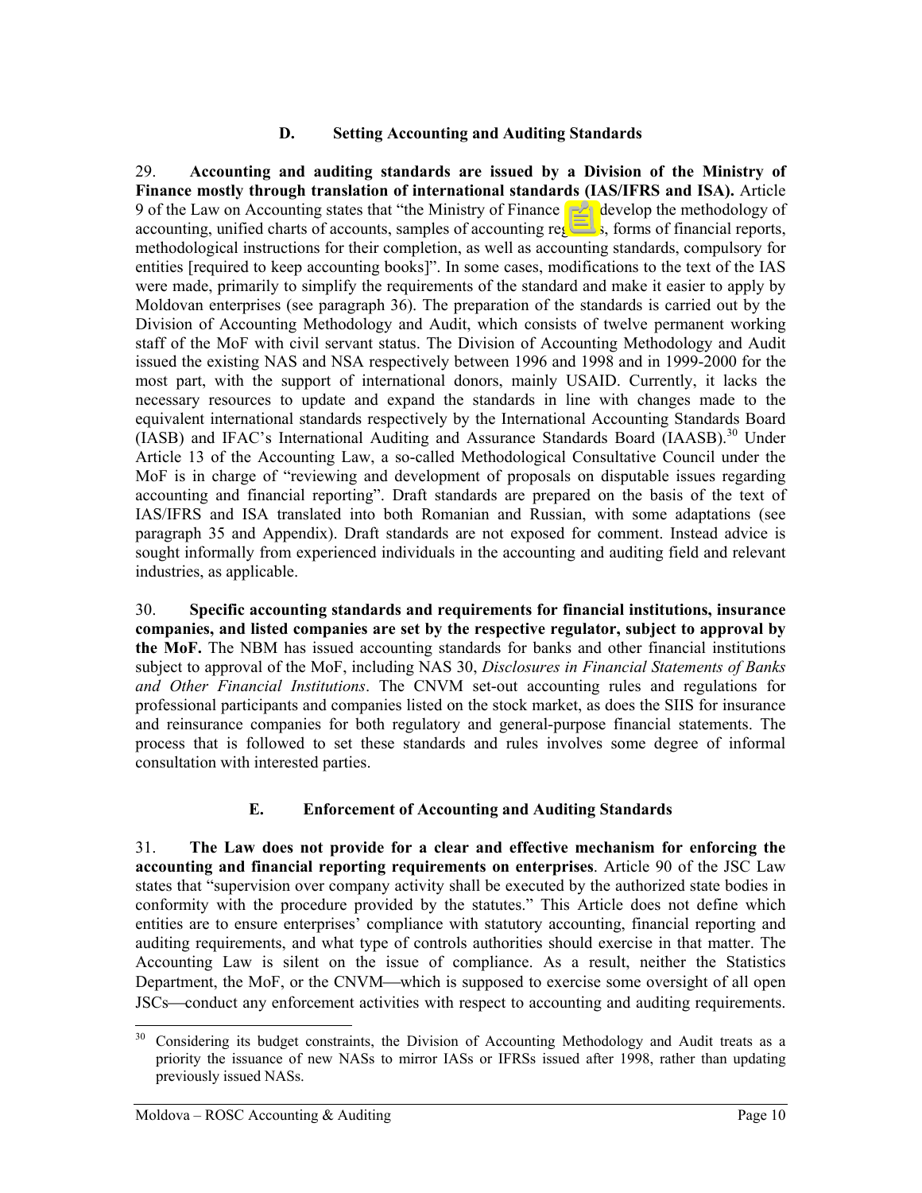### D. Setting Accounting and Auditing Standards

29. **Accounting and auditing standards are issued by a Division of the Ministry of Finance mostly through translation of international standards (IAS/IFRS and ISA).** Article 9 of the Law on Accounting states that "the Ministry of Finance shall develop the methodology of accounting, unified charts of accounts, samples of accounting registers, forms of financial reports, methodological instructions for their completion, as well as accounting standards, compulsory for entities [required to keep accounting books]". In some cases, modifications to the text of the IAS were made, primarily to simplify the requirements of the standard and make it easier to apply by Moldovan enterprises (see paragraph 36). The preparation of the standards is carried out by the Division of Accounting Methodology and Audit, which consists of twelve permanent working staff of the MoF with civil servant status. The Division of Accounting Methodology and Audit issued the existing NAS and NSA respectively between 1996 and 1998 and in 1999-2000 for the most part, with the support of international donors, mainly USAID. Currently, it lacks the necessary resources to update and expand the standards in line with changes made to the equivalent international standards respectively by the International Accounting Standards Board (IASB) and IFAC's International Auditing and Assurance Standards Board (IAASB).[30] Under Article 13 of the Accounting Law, a so-called Methodological Consultative Council under the MoF is in charge of "reviewing and development of proposals on disputable issues regarding accounting and financial reporting". Draft standards are prepared on the basis of the text of IAS/IFRS and ISA translated into both Romanian and Russian, with some adaptations (see paragraph 35 and Appendix). Draft standards are not exposed for comment. Instead advice is sought informally from experienced individuals in the accounting and auditing field and relevant industries, as applicable.

30. **Specific accounting standards and requirements for financial institutions, insurance companies, and listed companies are set by the respective regulator, subject to approval by the MoF.** The NBM has issued accounting standards for banks and other financial institutions subject to approval of the MoF, including NAS 30, *Disclosures in Financial Statements of Banks and Other Financial Institutions*. The CNVM set-out accounting rules and regulations for professional participants and companies listed on the stock market, as does the SIIS for insurance and reinsurance companies for both regulatory and general-purpose financial statements. The process that is followed to set these standards and rules involves some degree of informal consultation with interested parties.

### E. Enforcement of Accounting and Auditing Standards

31. **The Law does not provide for a clear and effective mechanism for enforcing the accounting and financial reporting requirements on enterprises**. Article 90 of the JSC Law states that "supervision over company activity shall be executed by the authorized state bodies in conformity with the procedure provided by the statutes." This Article does not define which entities are to ensure enterprises' compliance with statutory accounting, financial reporting and auditing requirements, and what type of controls authorities should exercise in that matter. The Accounting Law is silent on the issue of compliance. As a result, neither the Statistics Department, the MoF, or the CNVM—which is supposed to exercise some oversight of all open JSCs—conduct any enforcement activities with respect to accounting and auditing requirements.

[30] Considering its budget constraints, the Division of Accounting Methodology and Audit treats as a priority the issuance of new NASs to mirror IASs or IFRSs issued after 1998, rather than updating previously issued NASs.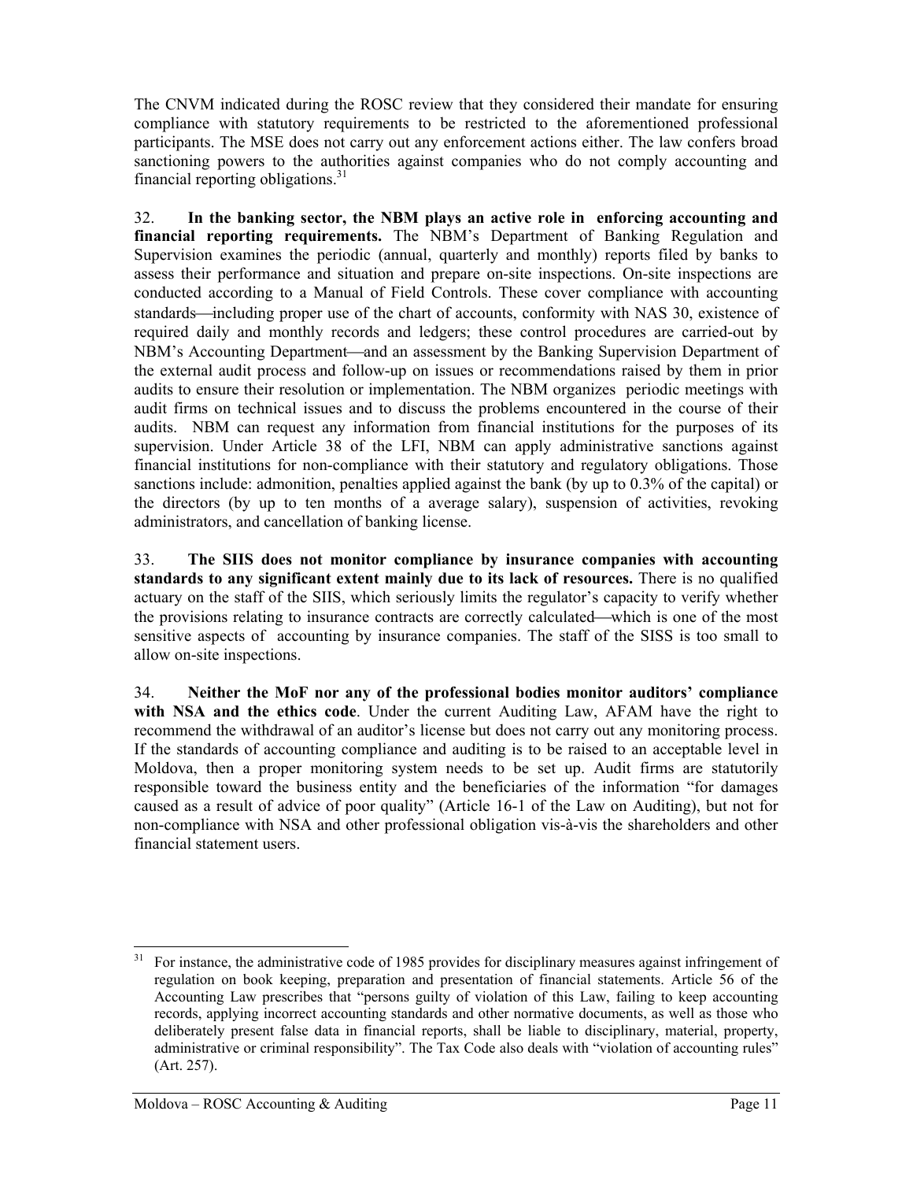The CNVM indicated during the ROSC review that they considered their mandate for ensuring compliance with statutory requirements to be restricted to the aforementioned professional participants. The MSE does not carry out any enforcement actions either. The law confers broad sanctioning powers to the authorities against companies who do not comply accounting and financial reporting obligations.[31]

32. **In the banking sector, the NBM plays an active role in enforcing accounting and financial reporting requirements.** The NBM's Department of Banking Regulation and Supervision examines the periodic (annual, quarterly and monthly) reports filed by banks to assess their performance and situation and prepare on-site inspections. On-site inspections are conducted according to a Manual of Field Controls. These cover compliance with accounting standards—including proper use of the chart of accounts, conformity with NAS 30, existence of required daily and monthly records and ledgers; these control procedures are carried-out by NBM's Accounting Department—and an assessment by the Banking Supervision Department of the external audit process and follow-up on issues or recommendations raised by them in prior audits to ensure their resolution or implementation. The NBM organizes periodic meetings with audit firms on technical issues and to discuss the problems encountered in the course of their audits. NBM can request any information from financial institutions for the purposes of its supervision. Under Article 38 of the LFI, NBM can apply administrative sanctions against financial institutions for non-compliance with their statutory and regulatory obligations. Those sanctions include: admonition, penalties applied against the bank (by up to 0.3% of the capital) or the directors (by up to ten months of a average salary), suspension of activities, revoking administrators, and cancellation of banking license.

33. **The SIIS does not monitor compliance by insurance companies with accounting standards to any significant extent mainly due to its lack of resources.** There is no qualified actuary on the staff of the SIIS, which seriously limits the regulator's capacity to verify whether the provisions relating to insurance contracts are correctly calculated—which is one of the most sensitive aspects of accounting by insurance companies. The staff of the SISS is too small to allow on-site inspections.

34. **Neither the MoF nor any of the professional bodies monitor auditors' compliance with NSA and the ethics code**. Under the current Auditing Law, AFAM have the right to recommend the withdrawal of an auditor's license but does not carry out any monitoring process. If the standards of accounting compliance and auditing is to be raised to an acceptable level in Moldova, then a proper monitoring system needs to be set up. Audit firms are statutorily responsible toward the business entity and the beneficiaries of the information "for damages caused as a result of advice of poor quality" (Article 16-1 of the Law on Auditing), but not for non-compliance with NSA and other professional obligation vis-à-vis the shareholders and other financial statement users.

---

[31] For instance, the administrative code of 1985 provides for disciplinary measures against infringement of regulation on book keeping, preparation and presentation of financial statements. Article 56 of the Accounting Law prescribes that "persons guilty of violation of this Law, failing to keep accounting records, applying incorrect accounting standards and other normative documents, as well as those who deliberately present false data in financial reports, shall be liable to disciplinary, material, property, administrative or criminal responsibility". The Tax Code also deals with "violation of accounting rules" (Art. 257).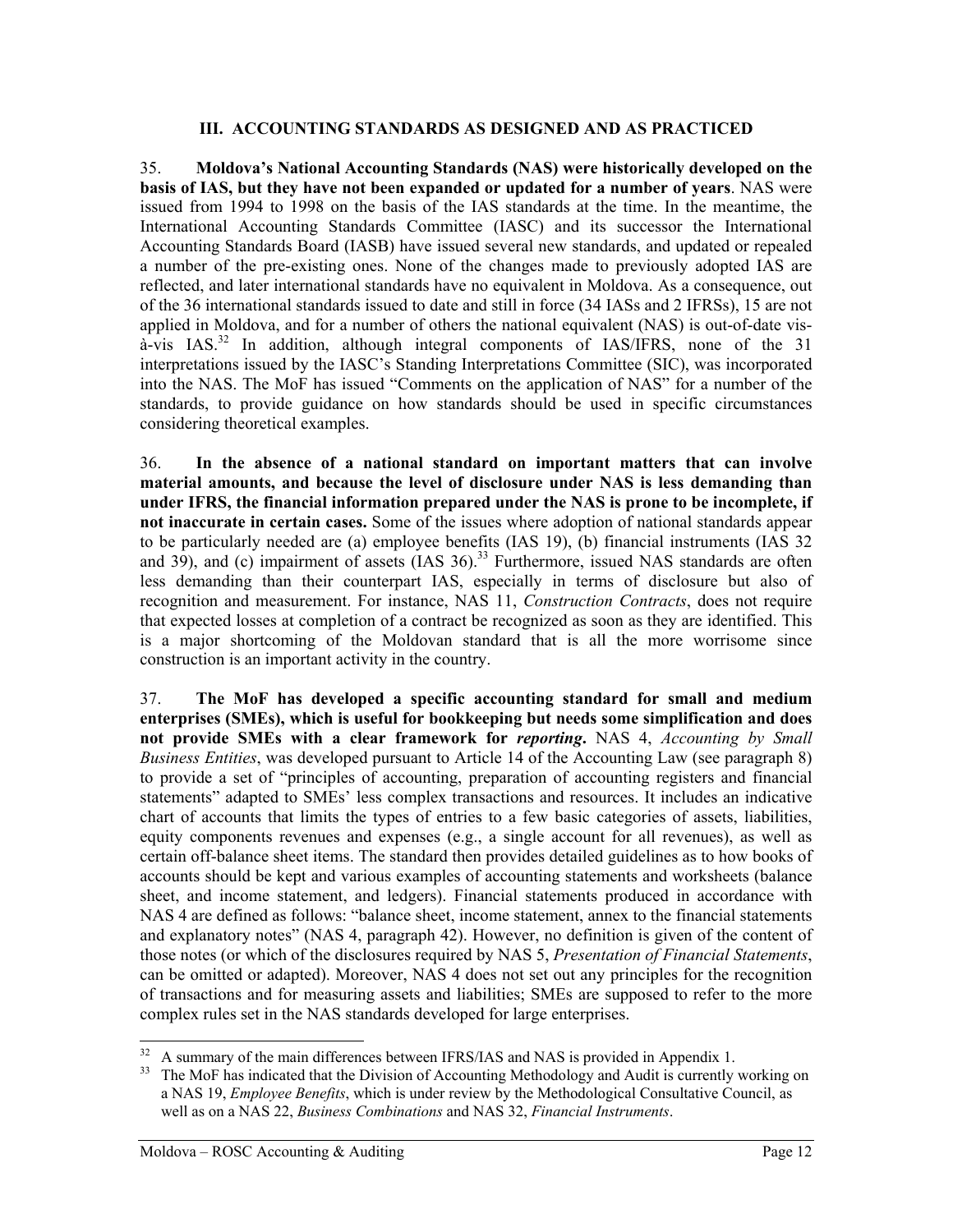## III. ACCOUNTING STANDARDS AS DESIGNED AND AS PRACTICED

35. **Moldova's National Accounting Standards (NAS) were historically developed on the basis of IAS, but they have not been expanded or updated for a number of years**. NAS were issued from 1994 to 1998 on the basis of the IAS standards at the time. In the meantime, the International Accounting Standards Committee (IASC) and its successor the International Accounting Standards Board (IASB) have issued several new standards, and updated or repealed a number of the pre-existing ones. None of the changes made to previously adopted IAS are reflected, and later international standards have no equivalent in Moldova. As a consequence, out of the 36 international standards issued to date and still in force (34 IASs and 2 IFRSs), 15 are not applied in Moldova, and for a number of others the national equivalent (NAS) is out-of-date vis-à-vis IAS.[32] In addition, although integral components of IAS/IFRS, none of the 31 interpretations issued by the IASC's Standing Interpretations Committee (SIC), was incorporated into the NAS. The MoF has issued "Comments on the application of NAS" for a number of the standards, to provide guidance on how standards should be used in specific circumstances considering theoretical examples.

36. **In the absence of a national standard on important matters that can involve material amounts, and because the level of disclosure under NAS is less demanding than under IFRS, the financial information prepared under the NAS is prone to be incomplete, if not inaccurate in certain cases.** Some of the issues where adoption of national standards appear to be particularly needed are (a) employee benefits (IAS 19), (b) financial instruments (IAS 32 and 39), and (c) impairment of assets (IAS 36).[33] Furthermore, issued NAS standards are often less demanding than their counterpart IAS, especially in terms of disclosure but also of recognition and measurement. For instance, NAS 11, *Construction Contracts*, does not require that expected losses at completion of a contract be recognized as soon as they are identified. This is a major shortcoming of the Moldovan standard that is all the more worrisome since construction is an important activity in the country.

37. **The MoF has developed a specific accounting standard for small and medium enterprises (SMEs), which is useful for bookkeeping but needs some simplification and does not provide SMEs with a clear framework for *reporting*.** NAS 4, *Accounting by Small Business Entities*, was developed pursuant to Article 14 of the Accounting Law (see paragraph 8) to provide a set of "principles of accounting, preparation of accounting registers and financial statements" adapted to SMEs' less complex transactions and resources. It includes an indicative chart of accounts that limits the types of entries to a few basic categories of assets, liabilities, equity components revenues and expenses (e.g., a single account for all revenues), as well as certain off-balance sheet items. The standard then provides detailed guidelines as to how books of accounts should be kept and various examples of accounting statements and worksheets (balance sheet, and income statement, and ledgers). Financial statements produced in accordance with NAS 4 are defined as follows: "balance sheet, income statement, annex to the financial statements and explanatory notes" (NAS 4, paragraph 42). However, no definition is given of the content of those notes (or which of the disclosures required by NAS 5, *Presentation of Financial Statements*, can be omitted or adapted). Moreover, NAS 4 does not set out any principles for the recognition of transactions and for measuring assets and liabilities; SMEs are supposed to refer to the more complex rules set in the NAS standards developed for large enterprises.

---

[32] A summary of the main differences between IFRS/IAS and NAS is provided in Appendix 1.

[33] The MoF has indicated that the Division of Accounting Methodology and Audit is currently working on a NAS 19, *Employee Benefits*, which is under review by the Methodological Consultative Council, as well as on a NAS 22, *Business Combinations* and NAS 32, *Financial Instruments*.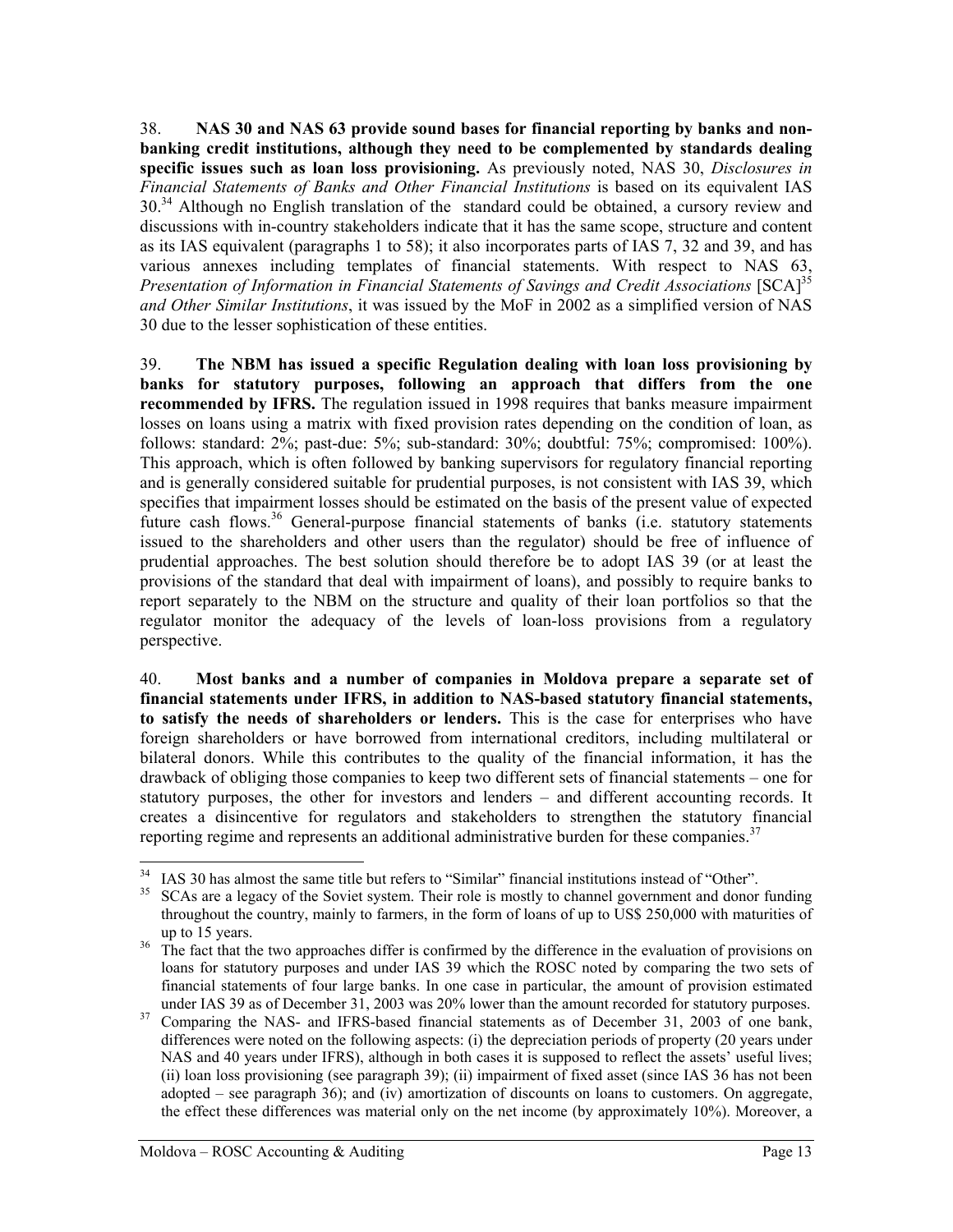38. **NAS 30 and NAS 63 provide sound bases for financial reporting by banks and non-banking credit institutions, although they need to be complemented by standards dealing specific issues such as loan loss provisioning.** As previously noted, NAS 30, *Disclosures in Financial Statements of Banks and Other Financial Institutions* is based on its equivalent IAS 30.[34] Although no English translation of the standard could be obtained, a cursory review and discussions with in-country stakeholders indicate that it has the same scope, structure and content as its IAS equivalent (paragraphs 1 to 58); it also incorporates parts of IAS 7, 32 and 39, and has various annexes including templates of financial statements. With respect to NAS 63, *Presentation of Information in Financial Statements of Savings and Credit Associations* [SCA][35] *and Other Similar Institutions*, it was issued by the MoF in 2002 as a simplified version of NAS 30 due to the lesser sophistication of these entities.

39. **The NBM has issued a specific Regulation dealing with loan loss provisioning by banks for statutory purposes, following an approach that differs from the one recommended by IFRS.** The regulation issued in 1998 requires that banks measure impairment losses on loans using a matrix with fixed provision rates depending on the condition of loan, as follows: standard: 2%; past-due: 5%; sub-standard: 30%; doubtful: 75%; compromised: 100%). This approach, which is often followed by banking supervisors for regulatory financial reporting and is generally considered suitable for prudential purposes, is not consistent with IAS 39, which specifies that impairment losses should be estimated on the basis of the present value of expected future cash flows.[36] General-purpose financial statements of banks (i.e. statutory statements issued to the shareholders and other users than the regulator) should be free of influence of prudential approaches. The best solution should therefore be to adopt IAS 39 (or at least the provisions of the standard that deal with impairment of loans), and possibly to require banks to report separately to the NBM on the structure and quality of their loan portfolios so that the regulator monitor the adequacy of the levels of loan-loss provisions from a regulatory perspective.

40. **Most banks and a number of companies in Moldova prepare a separate set of financial statements under IFRS, in addition to NAS-based statutory financial statements, to satisfy the needs of shareholders or lenders.** This is the case for enterprises who have foreign shareholders or have borrowed from international creditors, including multilateral or bilateral donors. While this contributes to the quality of the financial information, it has the drawback of obliging those companies to keep two different sets of financial statements – one for statutory purposes, the other for investors and lenders – and different accounting records. It creates a disincentive for regulators and stakeholders to strengthen the statutory financial reporting regime and represents an additional administrative burden for these companies.[37]

---

[34] IAS 30 has almost the same title but refers to "Similar" financial institutions instead of "Other".

[35] SCAs are a legacy of the Soviet system. Their role is mostly to channel government and donor funding throughout the country, mainly to farmers, in the form of loans of up to US$ 250,000 with maturities of up to 15 years.

[36] The fact that the two approaches differ is confirmed by the difference in the evaluation of provisions on loans for statutory purposes and under IAS 39 which the ROSC noted by comparing the two sets of financial statements of four large banks. In one case in particular, the amount of provision estimated under IAS 39 as of December 31, 2003 was 20% lower than the amount recorded for statutory purposes.

[37] Comparing the NAS- and IFRS-based financial statements as of December 31, 2003 of one bank, differences were noted on the following aspects: (i) the depreciation periods of property (20 years under NAS and 40 years under IFRS), although in both cases it is supposed to reflect the assets' useful lives; (ii) loan loss provisioning (see paragraph 39); (ii) impairment of fixed asset (since IAS 36 has not been adopted – see paragraph 36); and (iv) amortization of discounts on loans to customers. On aggregate, the effect these differences was material only on the net income (by approximately 10%). Moreover, a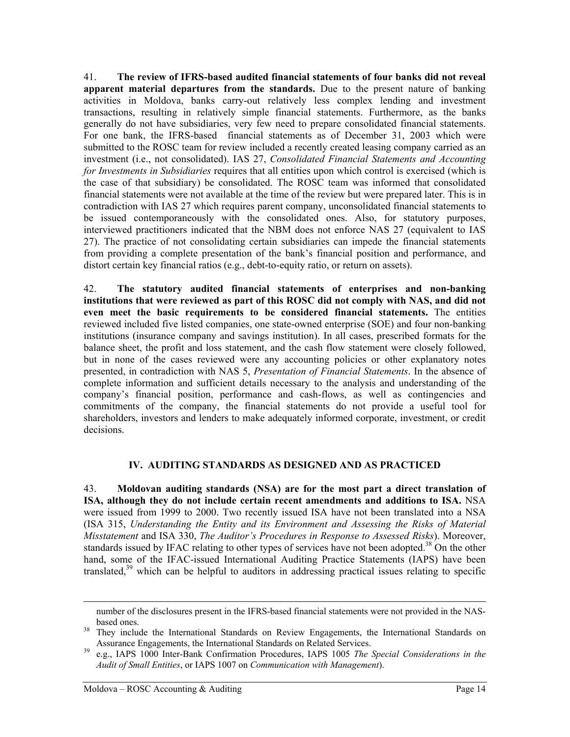41. **The review of IFRS-based audited financial statements of four banks did not reveal apparent material departures from the standards.** Due to the present nature of banking activities in Moldova, banks carry-out relatively less complex lending and investment transactions, resulting in relatively simple financial statements. Furthermore, as the banks generally do not have subsidiaries, very few need to prepare consolidated financial statements. For one bank, the IFRS-based financial statements as of December 31, 2003 which were submitted to the ROSC team for review included a recently created leasing company carried as an investment (i.e., not consolidated). IAS 27, *Consolidated Financial Statements and Accounting for Investments in Subsidiaries* requires that all entities upon which control is exercised (which is the case of that subsidiary) be consolidated. The ROSC team was informed that consolidated financial statements were not available at the time of the review but were prepared later. This is in contradiction with IAS 27 which requires parent company, unconsolidated financial statements to be issued contemporaneously with the consolidated ones. Also, for statutory purposes, interviewed practitioners indicated that the NBM does not enforce NAS 27 (equivalent to IAS 27). The practice of not consolidating certain subsidiaries can impede the financial statements from providing a complete presentation of the bank's financial position and performance, and distort certain key financial ratios (e.g., debt-to-equity ratio, or return on assets).

42. **The statutory audited financial statements of enterprises and non-banking institutions that were reviewed as part of this ROSC did not comply with NAS, and did not even meet the basic requirements to be considered financial statements.** The entities reviewed included five listed companies, one state-owned enterprise (SOE) and four non-banking institutions (insurance company and savings institution). In all cases, prescribed formats for the balance sheet, the profit and loss statement, and the cash flow statement were closely followed, but in none of the cases reviewed were any accounting policies or other explanatory notes presented, in contradiction with NAS 5, *Presentation of Financial Statements*. In the absence of complete information and sufficient details necessary to the analysis and understanding of the company's financial position, performance and cash-flows, as well as contingencies and commitments of the company, the financial statements do not provide a useful tool for shareholders, investors and lenders to make adequately informed corporate, investment, or credit decisions.

## IV. AUDITING STANDARDS AS DESIGNED AND AS PRACTICED

43. **Moldovan auditing standards (NSA) are for the most part a direct translation of ISA, although they do not include certain recent amendments and additions to ISA.** NSA were issued from 1999 to 2000. Two recently issued ISA have not been translated into a NSA (ISA 315, *Understanding the Entity and its Environment and Assessing the Risks of Material Misstatement* and ISA 330, *The Auditor's Procedures in Response to Assessed Risks*). Moreover, standards issued by IFAC relating to other types of services have not been adopted.[38] On the other hand, some of the IFAC-issued International Auditing Practice Statements (IAPS) have been translated,[39] which can be helpful to auditors in addressing practical issues relating to specific

---

number of the disclosures present in the IFRS-based financial statements were not provided in the NAS-based ones.

[38] They include the International Standards on Review Engagements, the International Standards on Assurance Engagements, the International Standards on Related Services.

[39] e.g., IAPS 1000 Inter-Bank Confirmation Procedures, IAPS 1005 *The Special Considerations in the Audit of Small Entities*, or IAPS 1007 on *Communication with Management*).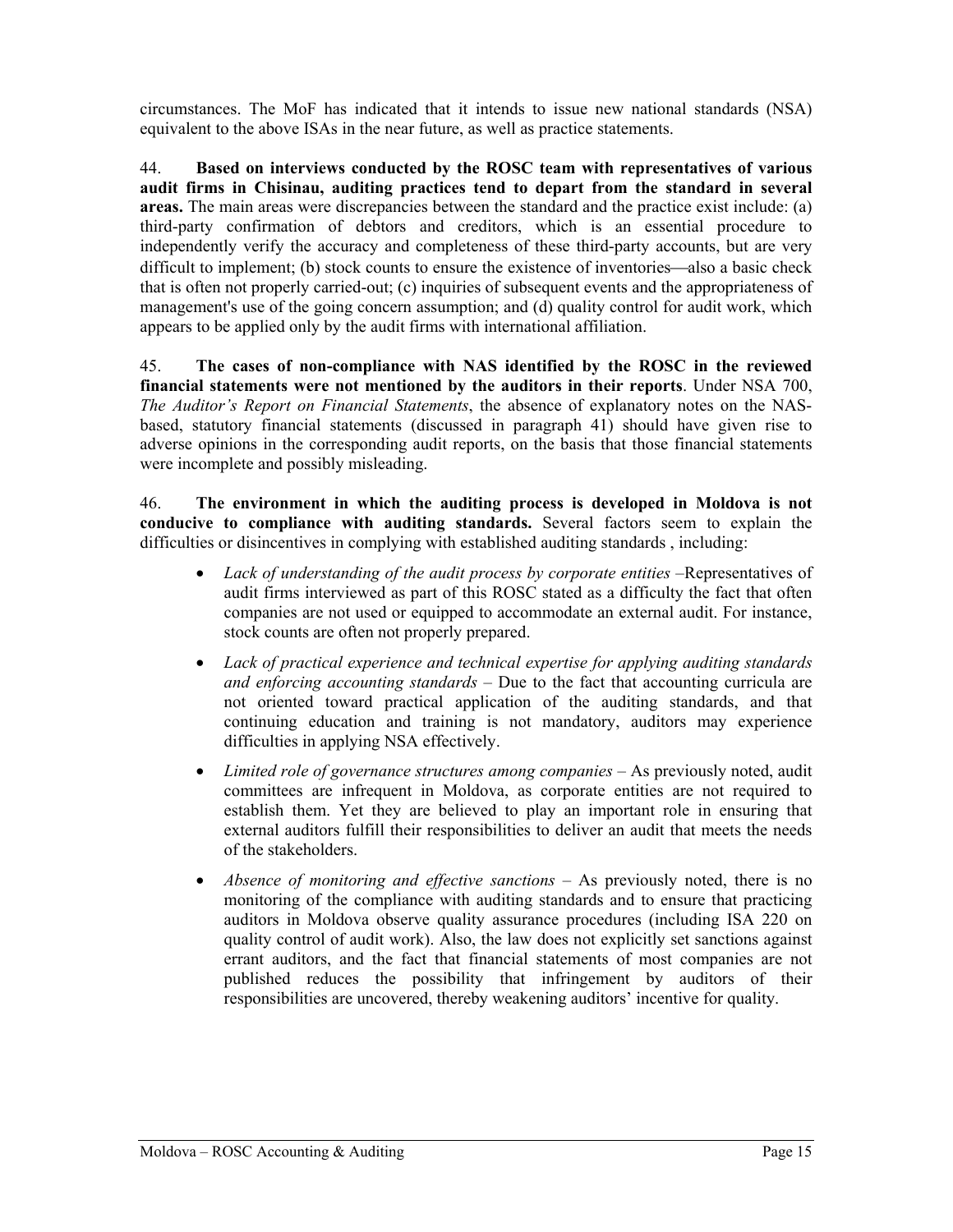circumstances. The MoF has indicated that it intends to issue new national standards (NSA) equivalent to the above ISAs in the near future, as well as practice statements.

44. **Based on interviews conducted by the ROSC team with representatives of various audit firms in Chisinau, auditing practices tend to depart from the standard in several areas.** The main areas were discrepancies between the standard and the practice exist include: (a) third-party confirmation of debtors and creditors, which is an essential procedure to independently verify the accuracy and completeness of these third-party accounts, but are very difficult to implement; (b) stock counts to ensure the existence of inventories—also a basic check that is often not properly carried-out; (c) inquiries of subsequent events and the appropriateness of management's use of the going concern assumption; and (d) quality control for audit work, which appears to be applied only by the audit firms with international affiliation.

45. **The cases of non-compliance with NAS identified by the ROSC in the reviewed financial statements were not mentioned by the auditors in their reports**. Under NSA 700, *The Auditor's Report on Financial Statements*, the absence of explanatory notes on the NAS-based, statutory financial statements (discussed in paragraph 41) should have given rise to adverse opinions in the corresponding audit reports, on the basis that those financial statements were incomplete and possibly misleading.

46. **The environment in which the auditing process is developed in Moldova is not conducive to compliance with auditing standards.** Several factors seem to explain the difficulties or disincentives in complying with established auditing standards , including:

- *Lack of understanding of the audit process by corporate entities* –Representatives of audit firms interviewed as part of this ROSC stated as a difficulty the fact that often companies are not used or equipped to accommodate an external audit. For instance, stock counts are often not properly prepared.
- *Lack of practical experience and technical expertise for applying auditing standards and enforcing accounting standards* – Due to the fact that accounting curricula are not oriented toward practical application of the auditing standards, and that continuing education and training is not mandatory, auditors may experience difficulties in applying NSA effectively.
- *Limited role of governance structures among companies* – As previously noted, audit committees are infrequent in Moldova, as corporate entities are not required to establish them. Yet they are believed to play an important role in ensuring that external auditors fulfill their responsibilities to deliver an audit that meets the needs of the stakeholders.
- *Absence of monitoring and effective sanctions* – As previously noted, there is no monitoring of the compliance with auditing standards and to ensure that practicing auditors in Moldova observe quality assurance procedures (including ISA 220 on quality control of audit work). Also, the law does not explicitly set sanctions against errant auditors, and the fact that financial statements of most companies are not published reduces the possibility that infringement by auditors of their responsibilities are uncovered, thereby weakening auditors' incentive for quality.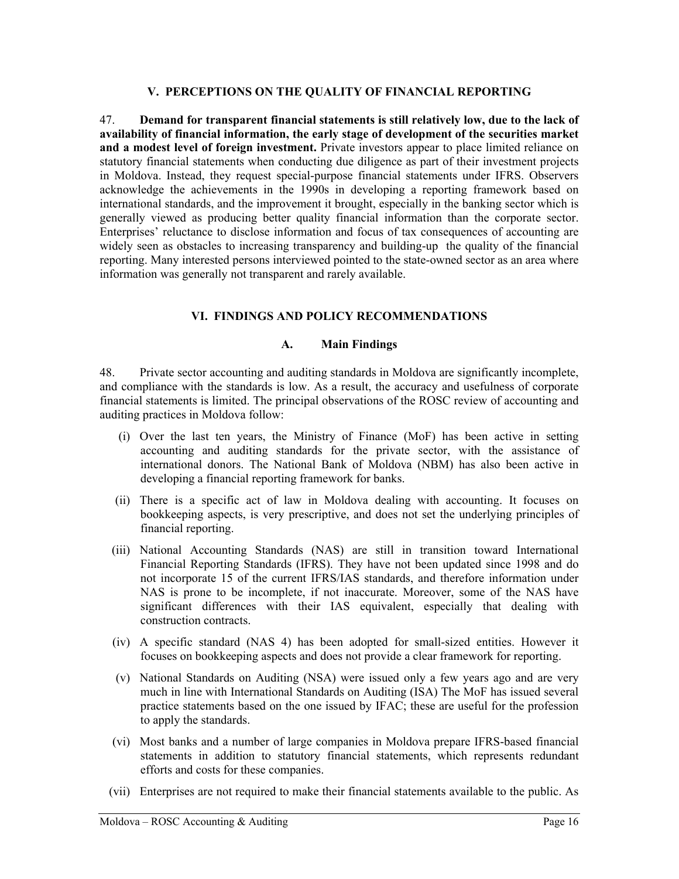## V. PERCEPTIONS ON THE QUALITY OF FINANCIAL REPORTING

47. **Demand for transparent financial statements is still relatively low, due to the lack of availability of financial information, the early stage of development of the securities market and a modest level of foreign investment.** Private investors appear to place limited reliance on statutory financial statements when conducting due diligence as part of their investment projects in Moldova. Instead, they request special-purpose financial statements under IFRS. Observers acknowledge the achievements in the 1990s in developing a reporting framework based on international standards, and the improvement it brought, especially in the banking sector which is generally viewed as producing better quality financial information than the corporate sector. Enterprises' reluctance to disclose information and focus of tax consequences of accounting are widely seen as obstacles to increasing transparency and building-up the quality of the financial reporting. Many interested persons interviewed pointed to the state-owned sector as an area where information was generally not transparent and rarely available.

## VI. FINDINGS AND POLICY RECOMMENDATIONS

### A. Main Findings

48. Private sector accounting and auditing standards in Moldova are significantly incomplete, and compliance with the standards is low. As a result, the accuracy and usefulness of corporate financial statements is limited. The principal observations of the ROSC review of accounting and auditing practices in Moldova follow:

(i) Over the last ten years, the Ministry of Finance (MoF) has been active in setting accounting and auditing standards for the private sector, with the assistance of international donors. The National Bank of Moldova (NBM) has also been active in developing a financial reporting framework for banks.

(ii) There is a specific act of law in Moldova dealing with accounting. It focuses on bookkeeping aspects, is very prescriptive, and does not set the underlying principles of financial reporting.

(iii) National Accounting Standards (NAS) are still in transition toward International Financial Reporting Standards (IFRS). They have not been updated since 1998 and do not incorporate 15 of the current IFRS/IAS standards, and therefore information under NAS is prone to be incomplete, if not inaccurate. Moreover, some of the NAS have significant differences with their IAS equivalent, especially that dealing with construction contracts.

(iv) A specific standard (NAS 4) has been adopted for small-sized entities. However it focuses on bookkeeping aspects and does not provide a clear framework for reporting.

(v) National Standards on Auditing (NSA) were issued only a few years ago and are very much in line with International Standards on Auditing (ISA) The MoF has issued several practice statements based on the one issued by IFAC; these are useful for the profession to apply the standards.

(vi) Most banks and a number of large companies in Moldova prepare IFRS-based financial statements in addition to statutory financial statements, which represents redundant efforts and costs for these companies.

(vii) Enterprises are not required to make their financial statements available to the public. As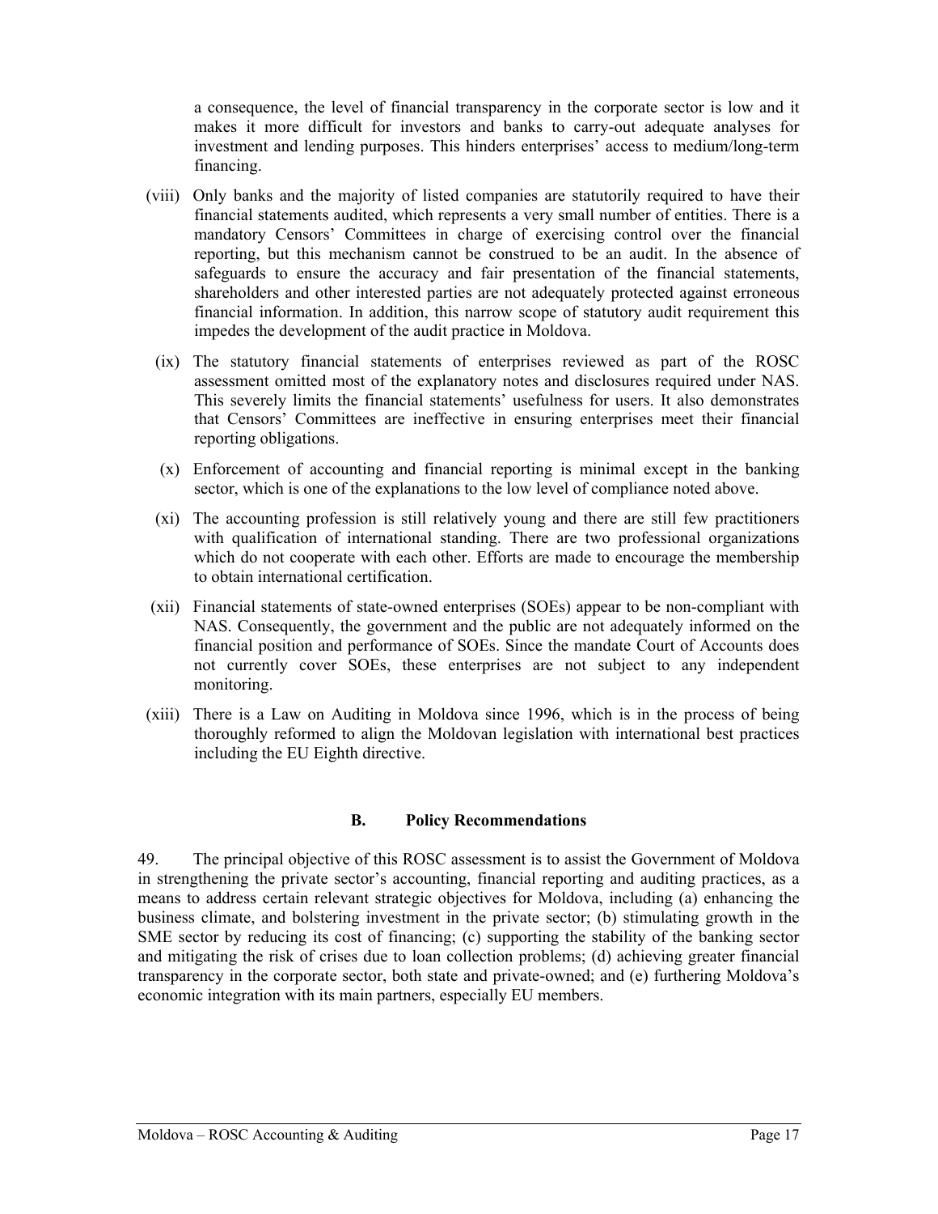a consequence, the level of financial transparency in the corporate sector is low and it makes it more difficult for investors and banks to carry-out adequate analyses for investment and lending purposes. This hinders enterprises' access to medium/long-term financing.

(viii) Only banks and the majority of listed companies are statutorily required to have their financial statements audited, which represents a very small number of entities. There is a mandatory Censors' Committees in charge of exercising control over the financial reporting, but this mechanism cannot be construed to be an audit. In the absence of safeguards to ensure the accuracy and fair presentation of the financial statements, shareholders and other interested parties are not adequately protected against erroneous financial information. In addition, this narrow scope of statutory audit requirement this impedes the development of the audit practice in Moldova.

(ix) The statutory financial statements of enterprises reviewed as part of the ROSC assessment omitted most of the explanatory notes and disclosures required under NAS. This severely limits the financial statements' usefulness for users. It also demonstrates that Censors' Committees are ineffective in ensuring enterprises meet their financial reporting obligations.

(x) Enforcement of accounting and financial reporting is minimal except in the banking sector, which is one of the explanations to the low level of compliance noted above.

(xi) The accounting profession is still relatively young and there are still few practitioners with qualification of international standing. There are two professional organizations which do not cooperate with each other. Efforts are made to encourage the membership to obtain international certification.

(xii) Financial statements of state-owned enterprises (SOEs) appear to be non-compliant with NAS. Consequently, the government and the public are not adequately informed on the financial position and performance of SOEs. Since the mandate Court of Accounts does not currently cover SOEs, these enterprises are not subject to any independent monitoring.

(xiii) There is a Law on Auditing in Moldova since 1996, which is in the process of being thoroughly reformed to align the Moldovan legislation with international best practices including the EU Eighth directive.

## B. Policy Recommendations

49. The principal objective of this ROSC assessment is to assist the Government of Moldova in strengthening the private sector's accounting, financial reporting and auditing practices, as a means to address certain relevant strategic objectives for Moldova, including (a) enhancing the business climate, and bolstering investment in the private sector; (b) stimulating growth in the SME sector by reducing its cost of financing; (c) supporting the stability of the banking sector and mitigating the risk of crises due to loan collection problems; (d) achieving greater financial transparency in the corporate sector, both state and private-owned; and (e) furthering Moldova's economic integration with its main partners, especially EU members.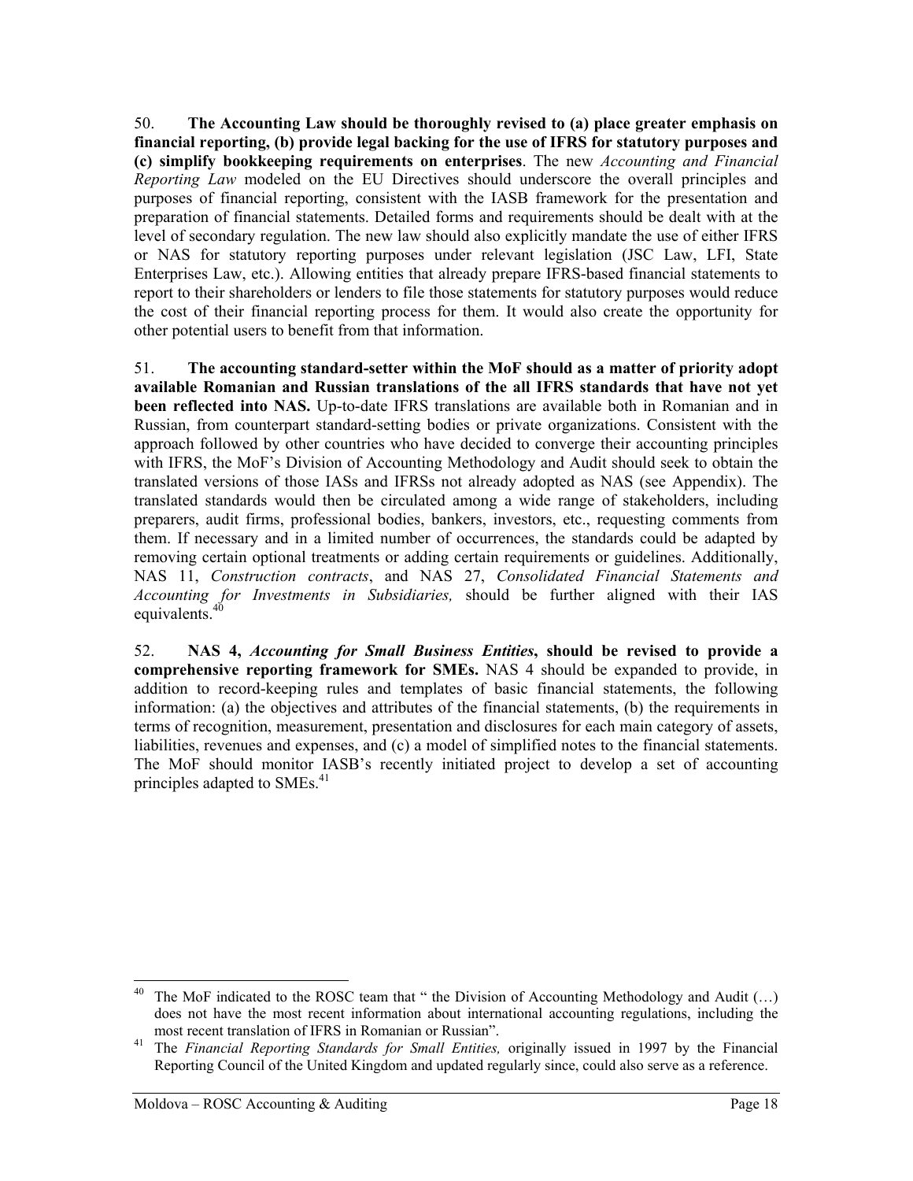50. **The Accounting Law should be thoroughly revised to (a) place greater emphasis on financial reporting, (b) provide legal backing for the use of IFRS for statutory purposes and (c) simplify bookkeeping requirements on enterprises**. The new *Accounting and Financial Reporting Law* modeled on the EU Directives should underscore the overall principles and purposes of financial reporting, consistent with the IASB framework for the presentation and preparation of financial statements. Detailed forms and requirements should be dealt with at the level of secondary regulation. The new law should also explicitly mandate the use of either IFRS or NAS for statutory reporting purposes under relevant legislation (JSC Law, LFI, State Enterprises Law, etc.). Allowing entities that already prepare IFRS-based financial statements to report to their shareholders or lenders to file those statements for statutory purposes would reduce the cost of their financial reporting process for them. It would also create the opportunity for other potential users to benefit from that information.

51. **The accounting standard-setter within the MoF should as a matter of priority adopt available Romanian and Russian translations of the all IFRS standards that have not yet been reflected into NAS.** Up-to-date IFRS translations are available both in Romanian and in Russian, from counterpart standard-setting bodies or private organizations. Consistent with the approach followed by other countries who have decided to converge their accounting principles with IFRS, the MoF's Division of Accounting Methodology and Audit should seek to obtain the translated versions of those IASs and IFRSs not already adopted as NAS (see Appendix). The translated standards would then be circulated among a wide range of stakeholders, including preparers, audit firms, professional bodies, bankers, investors, etc., requesting comments from them. If necessary and in a limited number of occurrences, the standards could be adapted by removing certain optional treatments or adding certain requirements or guidelines. Additionally, NAS 11, *Construction contracts*, and NAS 27, *Consolidated Financial Statements and Accounting for Investments in Subsidiaries,* should be further aligned with their IAS equivalents.[40]

52. **NAS 4,** ***Accounting for Small Business Entities*****, should be revised to provide a comprehensive reporting framework for SMEs.** NAS 4 should be expanded to provide, in addition to record-keeping rules and templates of basic financial statements, the following information: (a) the objectives and attributes of the financial statements, (b) the requirements in terms of recognition, measurement, presentation and disclosures for each main category of assets, liabilities, revenues and expenses, and (c) a model of simplified notes to the financial statements. The MoF should monitor IASB's recently initiated project to develop a set of accounting principles adapted to SMEs.[41]

---

[40] The MoF indicated to the ROSC team that " the Division of Accounting Methodology and Audit (…) does not have the most recent information about international accounting regulations, including the most recent translation of IFRS in Romanian or Russian".

[41] The *Financial Reporting Standards for Small Entities,* originally issued in 1997 by the Financial Reporting Council of the United Kingdom and updated regularly since, could also serve as a reference.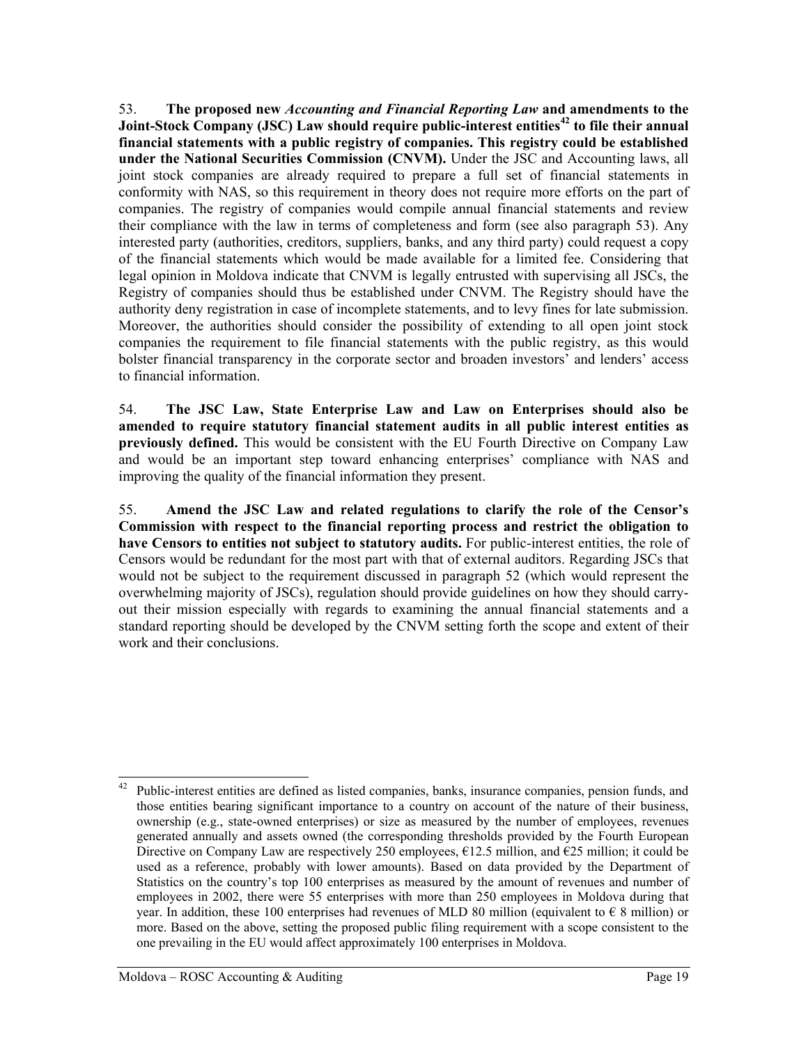53. **The proposed new *Accounting and Financial Reporting Law* and amendments to the Joint-Stock Company (JSC) Law should require public-interest entities[42] to file their annual financial statements with a public registry of companies. This registry could be established under the National Securities Commission (CNVM).** Under the JSC and Accounting laws, all joint stock companies are already required to prepare a full set of financial statements in conformity with NAS, so this requirement in theory does not require more efforts on the part of companies. The registry of companies would compile annual financial statements and review their compliance with the law in terms of completeness and form (see also paragraph 53). Any interested party (authorities, creditors, suppliers, banks, and any third party) could request a copy of the financial statements which would be made available for a limited fee. Considering that legal opinion in Moldova indicate that CNVM is legally entrusted with supervising all JSCs, the Registry of companies should thus be established under CNVM. The Registry should have the authority deny registration in case of incomplete statements, and to levy fines for late submission. Moreover, the authorities should consider the possibility of extending to all open joint stock companies the requirement to file financial statements with the public registry, as this would bolster financial transparency in the corporate sector and broaden investors' and lenders' access to financial information.

54. **The JSC Law, State Enterprise Law and Law on Enterprises should also be amended to require statutory financial statement audits in all public interest entities as previously defined.** This would be consistent with the EU Fourth Directive on Company Law and would be an important step toward enhancing enterprises' compliance with NAS and improving the quality of the financial information they present.

55. **Amend the JSC Law and related regulations to clarify the role of the Censor's Commission with respect to the financial reporting process and restrict the obligation to have Censors to entities not subject to statutory audits.** For public-interest entities, the role of Censors would be redundant for the most part with that of external auditors. Regarding JSCs that would not be subject to the requirement discussed in paragraph 52 (which would represent the overwhelming majority of JSCs), regulation should provide guidelines on how they should carry-out their mission especially with regards to examining the annual financial statements and a standard reporting should be developed by the CNVM setting forth the scope and extent of their work and their conclusions.

---

[42] Public-interest entities are defined as listed companies, banks, insurance companies, pension funds, and those entities bearing significant importance to a country on account of the nature of their business, ownership (e.g., state-owned enterprises) or size as measured by the number of employees, revenues generated annually and assets owned (the corresponding thresholds provided by the Fourth European Directive on Company Law are respectively 250 employees, €12.5 million, and €25 million; it could be used as a reference, probably with lower amounts). Based on data provided by the Department of Statistics on the country's top 100 enterprises as measured by the amount of revenues and number of employees in 2002, there were 55 enterprises with more than 250 employees in Moldova during that year. In addition, these 100 enterprises had revenues of MLD 80 million (equivalent to € 8 million) or more. Based on the above, setting the proposed public filing requirement with a scope consistent to the one prevailing in the EU would affect approximately 100 enterprises in Moldova.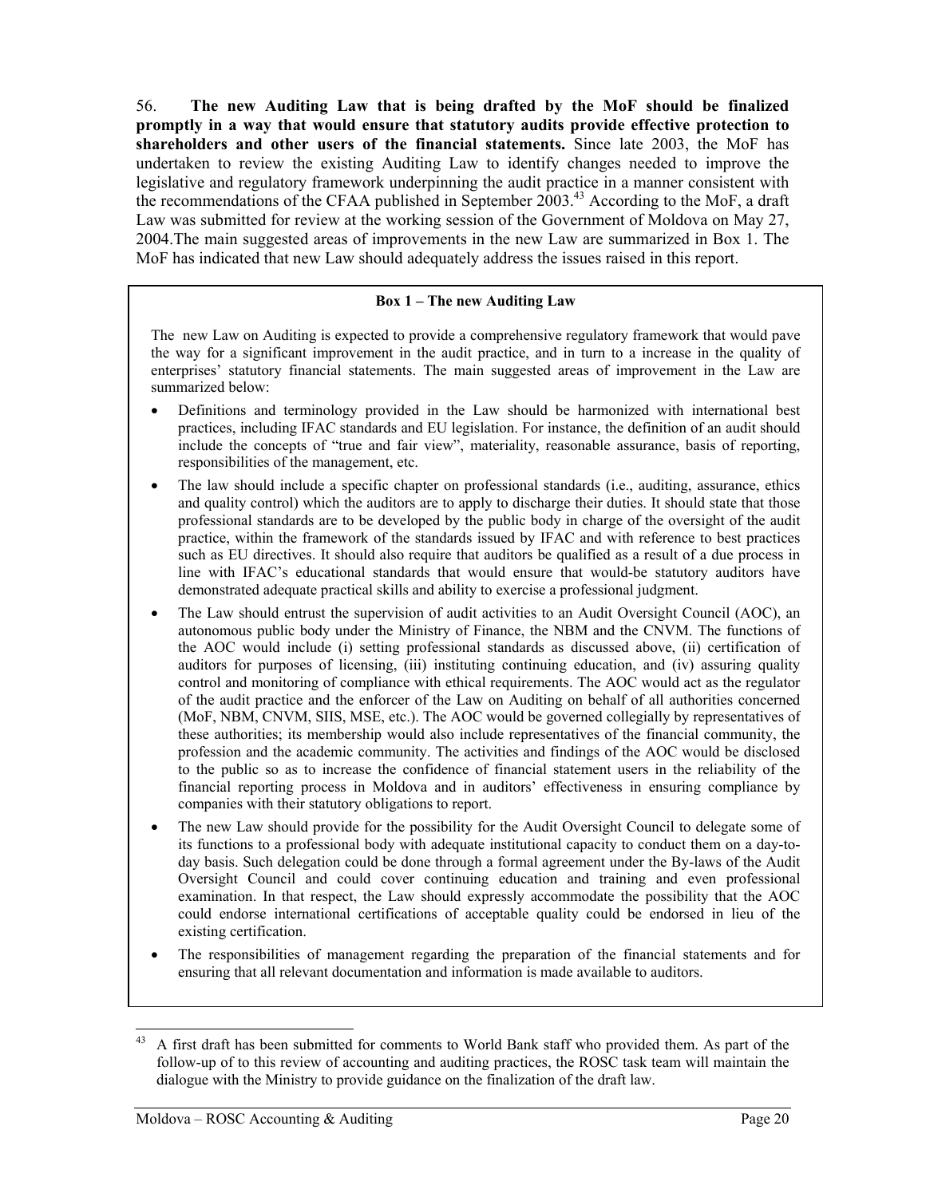56. **The new Auditing Law that is being drafted by the MoF should be finalized promptly in a way that would ensure that statutory audits provide effective protection to shareholders and other users of the financial statements.** Since late 2003, the MoF has undertaken to review the existing Auditing Law to identify changes needed to improve the legislative and regulatory framework underpinning the audit practice in a manner consistent with the recommendations of the CFAA published in September 2003.[43] According to the MoF, a draft Law was submitted for review at the working session of the Government of Moldova on May 27, 2004.The main suggested areas of improvements in the new Law are summarized in Box 1. The MoF has indicated that new Law should adequately address the issues raised in this report.

**Box 1 – The new Auditing Law**

The new Law on Auditing is expected to provide a comprehensive regulatory framework that would pave the way for a significant improvement in the audit practice, and in turn to a increase in the quality of enterprises' statutory financial statements. The main suggested areas of improvement in the Law are summarized below:

- Definitions and terminology provided in the Law should be harmonized with international best practices, including IFAC standards and EU legislation. For instance, the definition of an audit should include the concepts of "true and fair view", materiality, reasonable assurance, basis of reporting, responsibilities of the management, etc.
- The law should include a specific chapter on professional standards (i.e., auditing, assurance, ethics and quality control) which the auditors are to apply to discharge their duties. It should state that those professional standards are to be developed by the public body in charge of the oversight of the audit practice, within the framework of the standards issued by IFAC and with reference to best practices such as EU directives. It should also require that auditors be qualified as a result of a due process in line with IFAC's educational standards that would ensure that would-be statutory auditors have demonstrated adequate practical skills and ability to exercise a professional judgment.
- The Law should entrust the supervision of audit activities to an Audit Oversight Council (AOC), an autonomous public body under the Ministry of Finance, the NBM and the CNVM. The functions of the AOC would include (i) setting professional standards as discussed above, (ii) certification of auditors for purposes of licensing, (iii) instituting continuing education, and (iv) assuring quality control and monitoring of compliance with ethical requirements. The AOC would act as the regulator of the audit practice and the enforcer of the Law on Auditing on behalf of all authorities concerned (MoF, NBM, CNVM, SIIS, MSE, etc.). The AOC would be governed collegially by representatives of these authorities; its membership would also include representatives of the financial community, the profession and the academic community. The activities and findings of the AOC would be disclosed to the public so as to increase the confidence of financial statement users in the reliability of the financial reporting process in Moldova and in auditors' effectiveness in ensuring compliance by companies with their statutory obligations to report.
- The new Law should provide for the possibility for the Audit Oversight Council to delegate some of its functions to a professional body with adequate institutional capacity to conduct them on a day-to-day basis. Such delegation could be done through a formal agreement under the By-laws of the Audit Oversight Council and could cover continuing education and training and even professional examination. In that respect, the Law should expressly accommodate the possibility that the AOC could endorse international certifications of acceptable quality could be endorsed in lieu of the existing certification.
- The responsibilities of management regarding the preparation of the financial statements and for ensuring that all relevant documentation and information is made available to auditors.

---

[43] A first draft has been submitted for comments to World Bank staff who provided them. As part of the follow-up of to this review of accounting and auditing practices, the ROSC task team will maintain the dialogue with the Ministry to provide guidance on the finalization of the draft law.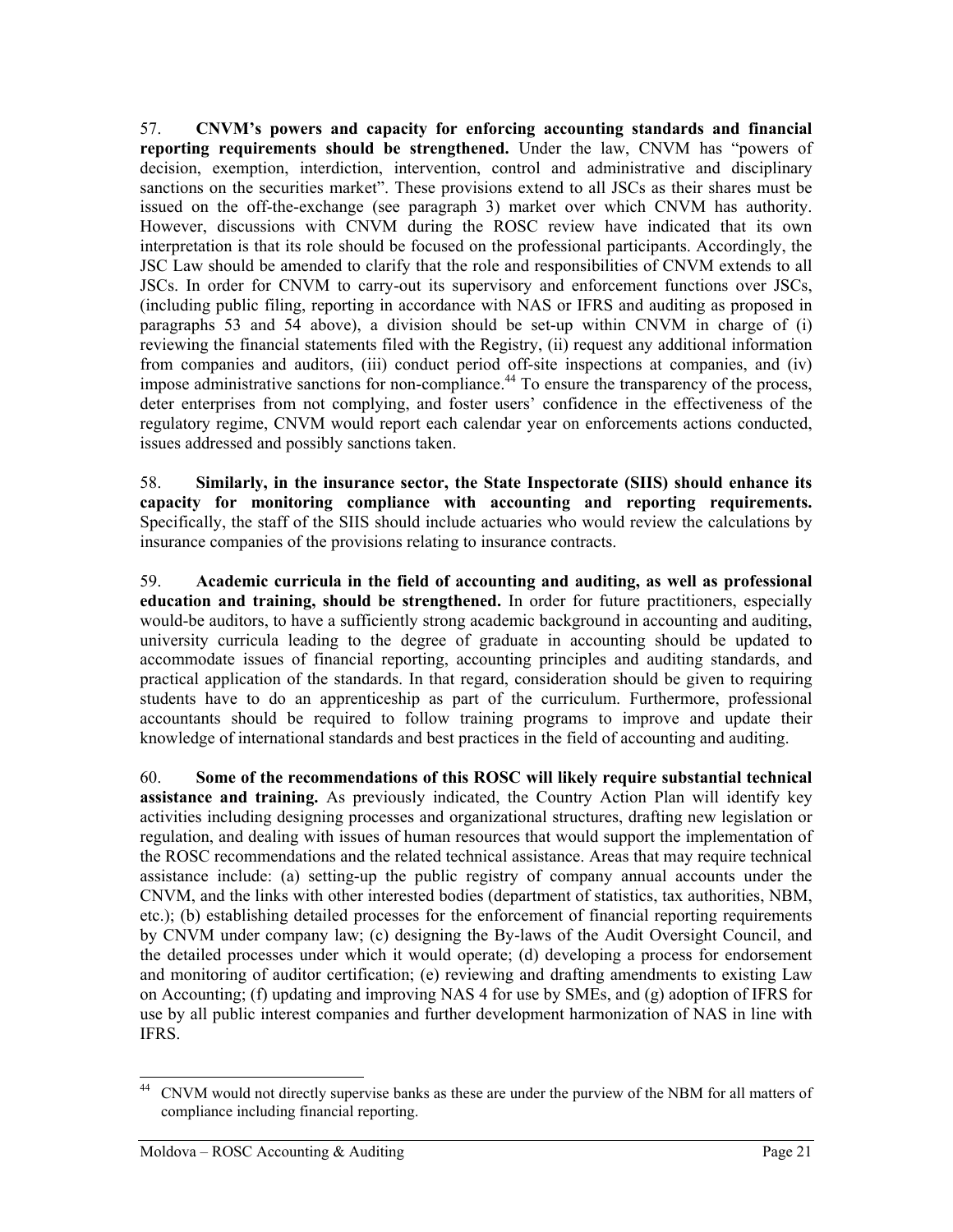57. **CNVM's powers and capacity for enforcing accounting standards and financial reporting requirements should be strengthened.** Under the law, CNVM has "powers of decision, exemption, interdiction, intervention, control and administrative and disciplinary sanctions on the securities market". These provisions extend to all JSCs as their shares must be issued on the off-the-exchange (see paragraph 3) market over which CNVM has authority. However, discussions with CNVM during the ROSC review have indicated that its own interpretation is that its role should be focused on the professional participants. Accordingly, the JSC Law should be amended to clarify that the role and responsibilities of CNVM extends to all JSCs. In order for CNVM to carry-out its supervisory and enforcement functions over JSCs, (including public filing, reporting in accordance with NAS or IFRS and auditing as proposed in paragraphs 53 and 54 above), a division should be set-up within CNVM in charge of (i) reviewing the financial statements filed with the Registry, (ii) request any additional information from companies and auditors, (iii) conduct period off-site inspections at companies, and (iv) impose administrative sanctions for non-compliance.[44] To ensure the transparency of the process, deter enterprises from not complying, and foster users' confidence in the effectiveness of the regulatory regime, CNVM would report each calendar year on enforcements actions conducted, issues addressed and possibly sanctions taken.

58. **Similarly, in the insurance sector, the State Inspectorate (SIIS) should enhance its capacity for monitoring compliance with accounting and reporting requirements.** Specifically, the staff of the SIIS should include actuaries who would review the calculations by insurance companies of the provisions relating to insurance contracts.

59. **Academic curricula in the field of accounting and auditing, as well as professional education and training, should be strengthened.** In order for future practitioners, especially would-be auditors, to have a sufficiently strong academic background in accounting and auditing, university curricula leading to the degree of graduate in accounting should be updated to accommodate issues of financial reporting, accounting principles and auditing standards, and practical application of the standards. In that regard, consideration should be given to requiring students have to do an apprenticeship as part of the curriculum. Furthermore, professional accountants should be required to follow training programs to improve and update their knowledge of international standards and best practices in the field of accounting and auditing.

60. **Some of the recommendations of this ROSC will likely require substantial technical assistance and training.** As previously indicated, the Country Action Plan will identify key activities including designing processes and organizational structures, drafting new legislation or regulation, and dealing with issues of human resources that would support the implementation of the ROSC recommendations and the related technical assistance. Areas that may require technical assistance include: (a) setting-up the public registry of company annual accounts under the CNVM, and the links with other interested bodies (department of statistics, tax authorities, NBM, etc.); (b) establishing detailed processes for the enforcement of financial reporting requirements by CNVM under company law; (c) designing the By-laws of the Audit Oversight Council, and the detailed processes under which it would operate; (d) developing a process for endorsement and monitoring of auditor certification; (e) reviewing and drafting amendments to existing Law on Accounting; (f) updating and improving NAS 4 for use by SMEs, and (g) adoption of IFRS for use by all public interest companies and further development harmonization of NAS in line with IFRS.

[44] CNVM would not directly supervise banks as these are under the purview of the NBM for all matters of compliance including financial reporting.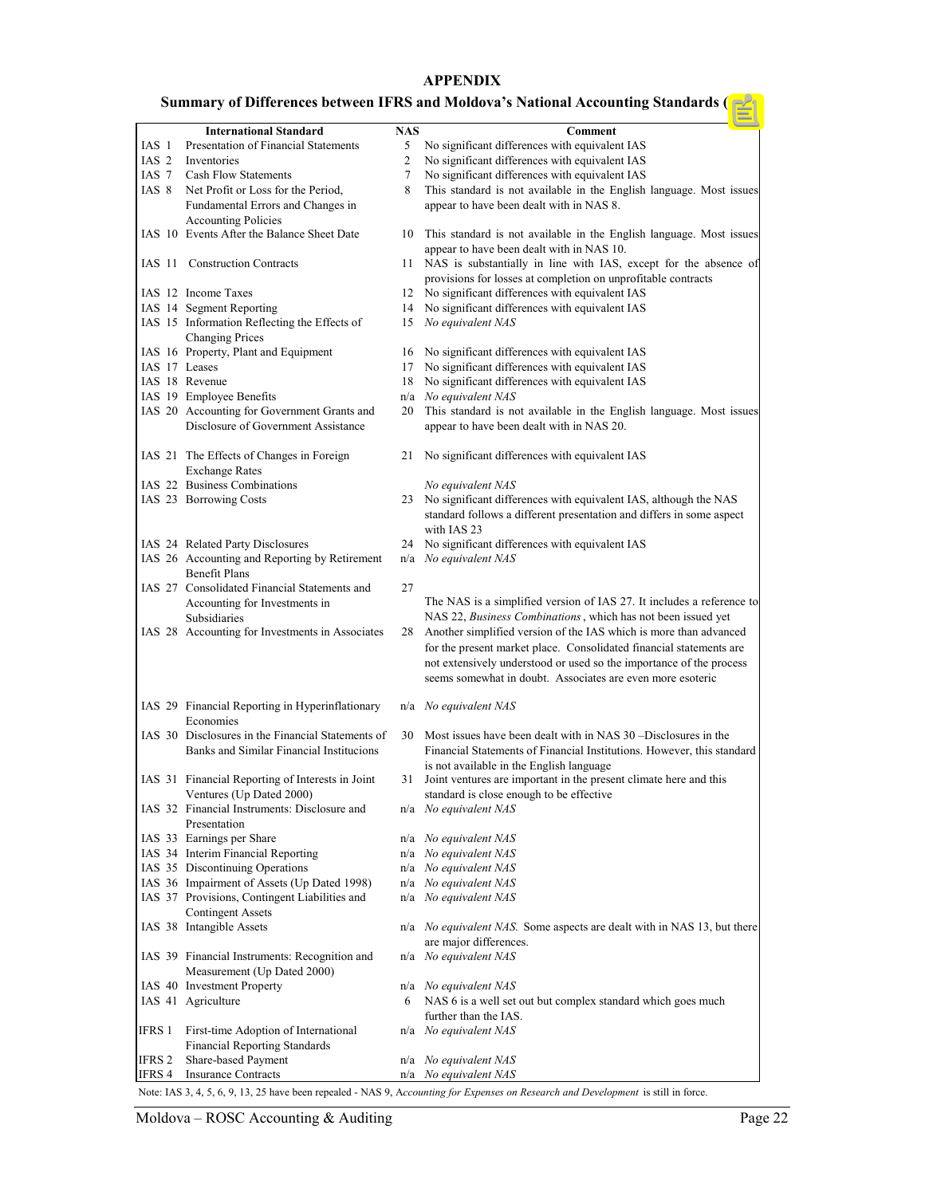# APPENDIX

## Summary of Differences between IFRS and Moldova's National Accounting Standards (

| | International Standard | NAS | Comment |
|---|---|---|---|
| IAS 1 | Presentation of Financial Statements | 5 | No significant differences with equivalent IAS |
| IAS 2 | Inventories | 2 | No significant differences with equivalent IAS |
| IAS 7 | Cash Flow Statements | 7 | No significant differences with equivalent IAS |
| IAS 8 | Net Profit or Loss for the Period, Fundamental Errors and Changes in Accounting Policies | 8 | This standard is not available in the English language. Most issues appear to have been dealt with in NAS 8. |
| IAS 10 | Events After the Balance Sheet Date | 10 | This standard is not available in the English language. Most issues appear to have been dealt with in NAS 10. |
| IAS 11 | Construction Contracts | 11 | NAS is substantially in line with IAS, except for the absence of provisions for losses at completion on unprofitable contracts |
| IAS 12 | Income Taxes | 12 | No significant differences with equivalent IAS |
| IAS 14 | Segment Reporting | 14 | No significant differences with equivalent IAS |
| IAS 15 | Information Reflecting the Effects of Changing Prices | 15 | *No equivalent NAS* |
| IAS 16 | Property, Plant and Equipment | 16 | No significant differences with equivalent IAS |
| IAS 17 | Leases | 17 | No significant differences with equivalent IAS |
| IAS 18 | Revenue | 18 | No significant differences with equivalent IAS |
| IAS 19 | Employee Benefits | n/a | *No equivalent NAS* |
| IAS 20 | Accounting for Government Grants and Disclosure of Government Assistance | 20 | This standard is not available in the English language. Most issues appear to have been dealt with in NAS 20. |
| IAS 21 | The Effects of Changes in Foreign Exchange Rates | 21 | No significant differences with equivalent IAS |
| IAS 22 | Business Combinations | | *No equivalent NAS* |
| IAS 23 | Borrowing Costs | 23 | No significant differences with equivalent IAS, although the NAS standard follows a different presentation and differs in some aspect with IAS 23 |
| IAS 24 | Related Party Disclosures | 24 | No significant differences with equivalent IAS |
| IAS 26 | Accounting and Reporting by Retirement Benefit Plans | n/a | *No equivalent NAS* |
| IAS 27 | Consolidated Financial Statements and Accounting for Investments in Subsidiaries | 27 | The NAS is a simplified version of IAS 27. It includes a reference to NAS 22, *Business Combinations*, which has not been issued yet |
| IAS 28 | Accounting for Investments in Associates | 28 | Another simplified version of the IAS which is more than advanced for the present market place. Consolidated financial statements are not extensively understood or used so the importance of the process seems somewhat in doubt. Associates are even more esoteric |
| IAS 29 | Financial Reporting in Hyperinflationary Economies | n/a | *No equivalent NAS* |
| IAS 30 | Disclosures in the Financial Statements of Banks and Similar Financial Institucions | 30 | Most issues have been dealt with in NAS 30 –Disclosures in the Financial Statements of Financial Institutions. However, this standard is not available in the English language |
| IAS 31 | Financial Reporting of Interests in Joint Ventures (Up Dated 2000) | 31 | Joint ventures are important in the present climate here and this standard is close enough to be effective |
| IAS 32 | Financial Instruments: Disclosure and Presentation | n/a | *No equivalent NAS* |
| IAS 33 | Earnings per Share | n/a | *No equivalent NAS* |
| IAS 34 | Interim Financial Reporting | n/a | *No equivalent NAS* |
| IAS 35 | Discontinuing Operations | n/a | *No equivalent NAS* |
| IAS 36 | Impairment of Assets (Up Dated 1998) | n/a | *No equivalent NAS* |
| IAS 37 | Provisions, Contingent Liabilities and Contingent Assets | n/a | *No equivalent NAS* |
| IAS 38 | Intangible Assets | n/a | *No equivalent NAS.* Some aspects are dealt with in NAS 13, but there are major differences. |
| IAS 39 | Financial Instruments: Recognition and Measurement (Up Dated 2000) | n/a | *No equivalent NAS* |
| IAS 40 | Investment Property | n/a | *No equivalent NAS* |
| IAS 41 | Agriculture | 6 | NAS 6 is a well set out but complex standard which goes much further than the IAS. |
| IFRS 1 | First-time Adoption of International Financial Reporting Standards | n/a | *No equivalent NAS* |
| IFRS 2 | Share-based Payment | n/a | *No equivalent NAS* |
| IFRS 4 | Insurance Contracts | n/a | *No equivalent NAS* |

Note: IAS 3, 4, 5, 6, 9, 13, 25 have been repealed - NAS 9, *Accounting for Expenses on Research and Development* is still in force.